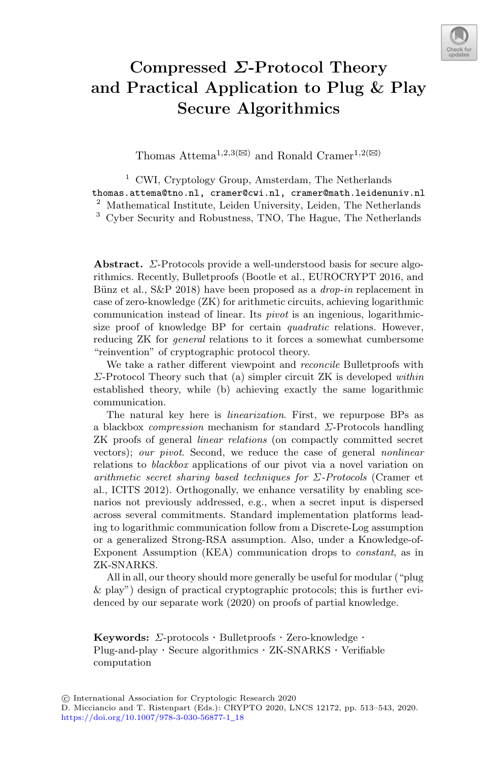# Compressed $\Sigma$-Protocol Theory and Practical Application to Plug & Play Secure Algorithmics

Thomas Attema[1,2,3](✉) and Ronald Cramer[1,2](✉)

[1] CWI, Cryptology Group, Amsterdam, The Netherlands
thomas.attema@tno.nl, cramer@cwi.nl, cramer@math.leidenuniv.nl
[2] Mathematical Institute, Leiden University, Leiden, The Netherlands
[3] Cyber Security and Robustness, TNO, The Hague, The Netherlands

**Abstract.** $\Sigma$-Protocols provide a well-understood basis for secure algorithmics. Recently, Bulletproofs (Bootle et al., EUROCRYPT 2016, and Bünz et al., S&P 2018) have been proposed as a *drop-in* replacement in case of zero-knowledge (ZK) for arithmetic circuits, achieving logarithmic communication instead of linear. Its *pivot* is an ingenious, logarithmic-size proof of knowledge BP for certain *quadratic* relations. However, reducing ZK for *general* relations to it forces a somewhat cumbersome "reinvention" of cryptographic protocol theory.

We take a rather different viewpoint and *reconcile* Bulletproofs with $\Sigma$-Protocol Theory such that (a) simpler circuit ZK is developed *within* established theory, while (b) achieving exactly the same logarithmic communication.

The natural key here is *linearization*. First, we repurpose BPs as a blackbox *compression* mechanism for standard $\Sigma$-Protocols handling ZK proofs of general *linear relations* (on compactly committed secret vectors); *our pivot*. Second, we reduce the case of general *nonlinear* relations to *blackbox* applications of our pivot via a novel variation on *arithmetic secret sharing based techniques for $\Sigma$-Protocols* (Cramer et al., ICITS 2012). Orthogonally, we enhance versatility by enabling scenarios not previously addressed, e.g., when a secret input is dispersed across several commitments. Standard implementation platforms leading to logarithmic communication follow from a Discrete-Log assumption or a generalized Strong-RSA assumption. Also, under a Knowledge-of-Exponent Assumption (KEA) communication drops to *constant*, as in ZK-SNARKS.

All in all, our theory should more generally be useful for modular ("plug & play") design of practical cryptographic protocols; this is further evidenced by our separate work (2020) on proofs of partial knowledge.

**Keywords:** $\Sigma$-protocols · Bulletproofs · Zero-knowledge · Plug-and-play · Secure algorithmics · ZK-SNARKS · Verifiable computation

© International Association for Cryptologic Research 2020
D. Micciancio and T. Ristenpart (Eds.): CRYPTO 2020, LNCS 12172, pp. 513–543, 2020.
https://doi.org/10.1007/978-3-030-56877-1_18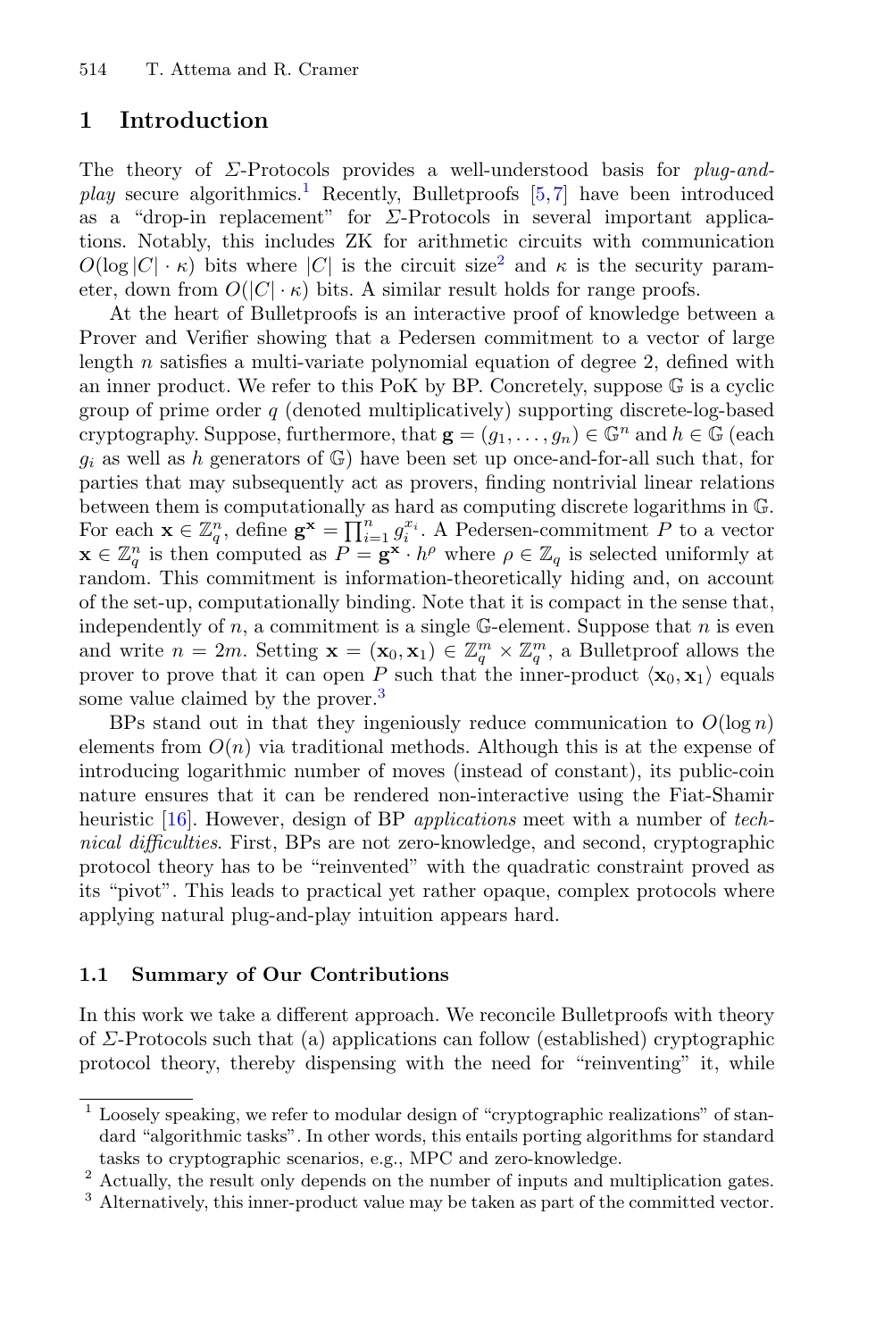## 1 Introduction

The theory of $\Sigma$-Protocols provides a well-understood basis for *plug-and-play* secure algorithmics.[1] Recently, Bulletproofs [5,7] have been introduced as a "drop-in replacement" for $\Sigma$-Protocols in several important applications. Notably, this includes ZK for arithmetic circuits with communication $O(\log |C| \cdot \kappa)$ bits where $|C|$ is the circuit size[2] and $\kappa$ is the security parameter, down from $O(|C| \cdot \kappa)$ bits. A similar result holds for range proofs.

At the heart of Bulletproofs is an interactive proof of knowledge between a Prover and Verifier showing that a Pedersen commitment to a vector of large length $n$ satisfies a multi-variate polynomial equation of degree 2, defined with an inner product. We refer to this PoK by BP. Concretely, suppose $\mathbb{G}$ is a cyclic group of prime order $q$ (denoted multiplicatively) supporting discrete-log-based cryptography. Suppose, furthermore, that $\mathbf{g} = (g_1, \dots, g_n) \in \mathbb{G}^n$ and $h \in \mathbb{G}$ (each $g_i$ as well as $h$ generators of $\mathbb{G}$) have been set up once-and-for-all such that, for parties that may subsequently act as provers, finding nontrivial linear relations between them is computationally as hard as computing discrete logarithms in $\mathbb{G}$. For each $\mathbf{x} \in \mathbb{Z}_q^n$, define $\mathbf{g}^{\mathbf{x}} = \prod_{i=1}^n g_i^{x_i}$. A Pedersen-commitment $P$ to a vector $\mathbf{x} \in \mathbb{Z}_q^n$ is then computed as $P = \mathbf{g}^{\mathbf{x}} \cdot h^{\rho}$ where $\rho \in \mathbb{Z}_q$ is selected uniformly at random. This commitment is information-theoretically hiding and, on account of the set-up, computationally binding. Note that it is compact in the sense that, independently of $n$, a commitment is a single $\mathbb{G}$-element. Suppose that $n$ is even and write $n = 2m$. Setting $\mathbf{x} = (\mathbf{x}_0, \mathbf{x}_1) \in \mathbb{Z}_q^m \times \mathbb{Z}_q^m$, a Bulletproof allows the prover to prove that it can open $P$ such that the inner-product $\langle \mathbf{x}_0, \mathbf{x}_1 \rangle$ equals some value claimed by the prover.[3]

BPs stand out in that they ingeniously reduce communication to $O(\log n)$ elements from $O(n)$ via traditional methods. Although this is at the expense of introducing logarithmic number of moves (instead of constant), its public-coin nature ensures that it can be rendered non-interactive using the Fiat-Shamir heuristic [16]. However, design of BP *applications* meet with a number of *technical difficulties*. First, BPs are not zero-knowledge, and second, cryptographic protocol theory has to be "reinvented" with the quadratic constraint proved as its "pivot". This leads to practical yet rather opaque, complex protocols where applying natural plug-and-play intuition appears hard.

### 1.1 Summary of Our Contributions

In this work we take a different approach. We reconcile Bulletproofs with theory of $\Sigma$-Protocols such that (a) applications can follow (established) cryptographic protocol theory, thereby dispensing with the need for "reinventing" it, while

[1] Loosely speaking, we refer to modular design of "cryptographic realizations" of standard "algorithmic tasks". In other words, this entails porting algorithms for standard tasks to cryptographic scenarios, e.g., MPC and zero-knowledge.

[2] Actually, the result only depends on the number of inputs and multiplication gates.

[3] Alternatively, this inner-product value may be taken as part of the committed vector.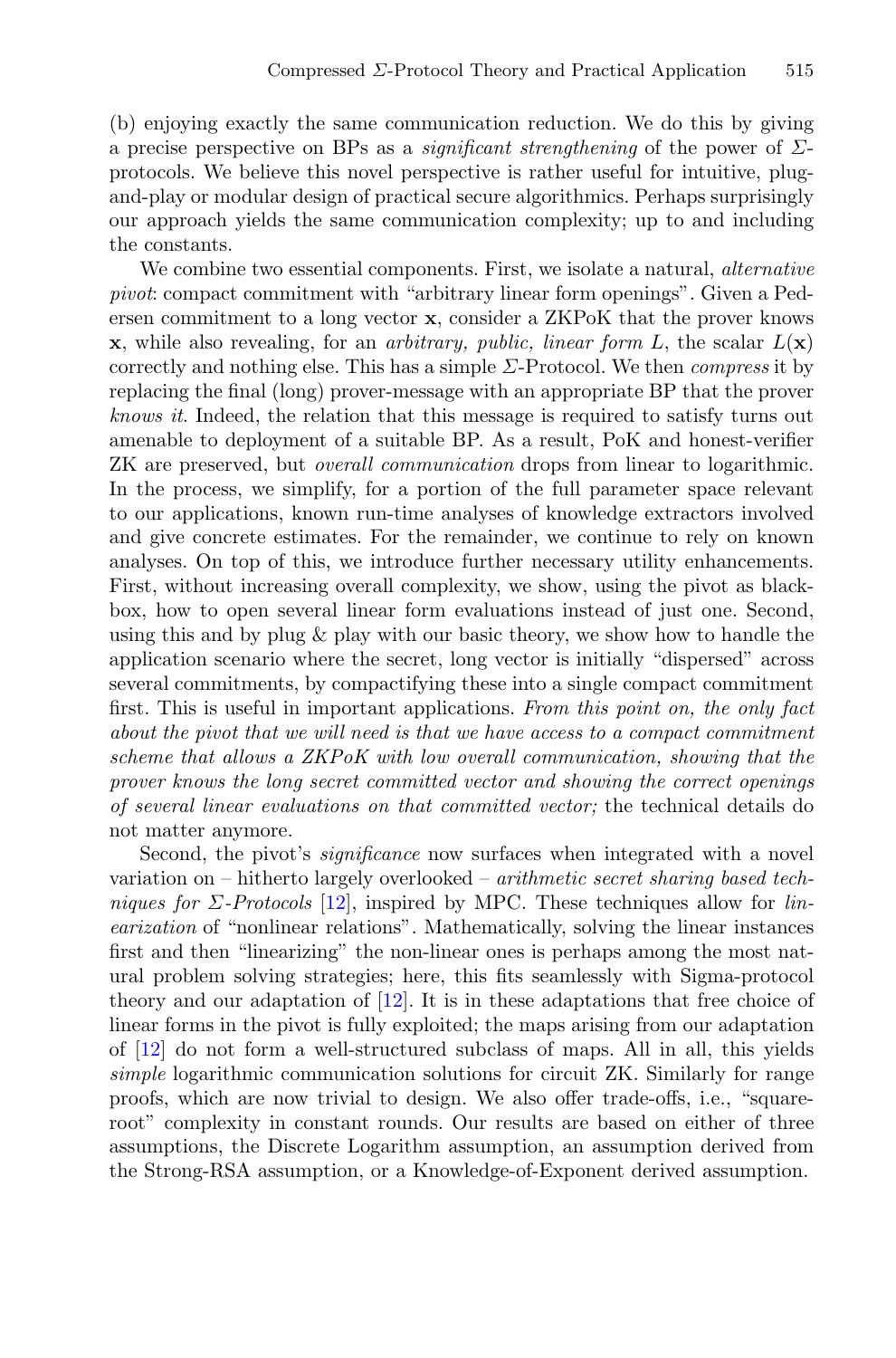(b) enjoying exactly the same communication reduction. We do this by giving a precise perspective on BPs as a *significant strengthening* of the power of $\Sigma$-protocols. We believe this novel perspective is rather useful for intuitive, plug-and-play or modular design of practical secure algorithmics. Perhaps surprisingly our approach yields the same communication complexity; up to and including the constants.

We combine two essential components. First, we isolate a natural, *alternative pivot*: compact commitment with "arbitrary linear form openings". Given a Pedersen commitment to a long vector $\mathbf{x}$, consider a ZKPoK that the prover knows $\mathbf{x}$, while also revealing, for an *arbitrary, public, linear form* $L$, the scalar $L(\mathbf{x})$ correctly and nothing else. This has a simple $\Sigma$-Protocol. We then *compress* it by replacing the final (long) prover-message with an appropriate BP that the prover *knows it*. Indeed, the relation that this message is required to satisfy turns out amenable to deployment of a suitable BP. As a result, PoK and honest-verifier ZK are preserved, but *overall communication* drops from linear to logarithmic. In the process, we simplify, for a portion of the full parameter space relevant to our applications, known run-time analyses of knowledge extractors involved and give concrete estimates. For the remainder, we continue to rely on known analyses. On top of this, we introduce further necessary utility enhancements. First, without increasing overall complexity, we show, using the pivot as black-box, how to open several linear form evaluations instead of just one. Second, using this and by plug & play with our basic theory, we show how to handle the application scenario where the secret, long vector is initially "dispersed" across several commitments, by compactifying these into a single compact commitment first. This is useful in important applications. *From this point on, the only fact about the pivot that we will need is that we have access to a compact commitment scheme that allows a ZKPoK with low overall communication, showing that the prover knows the long secret committed vector and showing the correct openings of several linear evaluations on that committed vector;* the technical details do not matter anymore.

Second, the pivot's *significance* now surfaces when integrated with a novel variation on – hitherto largely overlooked – *arithmetic secret sharing based techniques for $\Sigma$-Protocols* [12], inspired by MPC. These techniques allow for *linearization* of "nonlinear relations". Mathematically, solving the linear instances first and then "linearizing" the non-linear ones is perhaps among the most natural problem solving strategies; here, this fits seamlessly with Sigma-protocol theory and our adaptation of [12]. It is in these adaptations that free choice of linear forms in the pivot is fully exploited; the maps arising from our adaptation of [12] do not form a well-structured subclass of maps. All in all, this yields *simple* logarithmic communication solutions for circuit ZK. Similarly for range proofs, which are now trivial to design. We also offer trade-offs, i.e., "square-root" complexity in constant rounds. Our results are based on either of three assumptions, the Discrete Logarithm assumption, an assumption derived from the Strong-RSA assumption, or a Knowledge-of-Exponent derived assumption.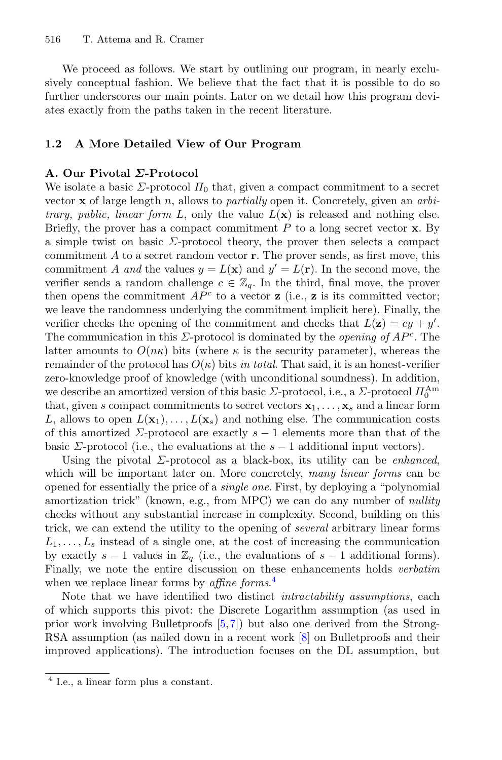We proceed as follows. We start by outlining our program, in nearly exclusively conceptual fashion. We believe that the fact that it is possible to do so further underscores our main points. Later on we detail how this program deviates exactly from the paths taken in the recent literature.

### 1.2 A More Detailed View of Our Program

**A. Our Pivotal $\Sigma$-Protocol**

We isolate a basic $\Sigma$-protocol $\Pi_0$ that, given a compact commitment to a secret vector $\mathbf{x}$ of large length $n$, allows to *partially* open it. Concretely, given an *arbitrary, public, linear form* $L$, only the value $L(\mathbf{x})$ is released and nothing else. Briefly, the prover has a compact commitment $P$ to a long secret vector $\mathbf{x}$. By a simple twist on basic $\Sigma$-protocol theory, the prover then selects a compact commitment $A$ to a secret random vector $\mathbf{r}$. The prover sends, as first move, this commitment $A$ *and* the values $y = L(\mathbf{x})$ and $y' = L(\mathbf{r})$. In the second move, the verifier sends a random challenge $c \in \mathbb{Z}_q$. In the third, final move, the prover then opens the commitment $AP^c$ to a vector $\mathbf{z}$ (i.e., $\mathbf{z}$ is its committed vector; we leave the randomness underlying the commitment implicit here). Finally, the verifier checks the opening of the commitment and checks that $L(\mathbf{z}) = cy + y'$. The communication in this $\Sigma$-protocol is dominated by the *opening of* $AP^c$. The latter amounts to $O(n\kappa)$ bits (where $\kappa$ is the security parameter), whereas the remainder of the protocol has $O(\kappa)$ bits *in total*. That said, it is an honest-verifier zero-knowledge proof of knowledge (with unconditional soundness). In addition, we describe an amortized version of this basic $\Sigma$-protocol, i.e., a $\Sigma$-protocol $\Pi_0^{\text{Am}}$ that, given $s$ compact commitments to secret vectors $\mathbf{x}_1, \dots, \mathbf{x}_s$ and a linear form $L$, allows to open $L(\mathbf{x}_1), \dots, L(\mathbf{x}_s)$ and nothing else. The communication costs of this amortized $\Sigma$-protocol are exactly $s-1$ elements more than that of the basic $\Sigma$-protocol (i.e., the evaluations at the $s-1$ additional input vectors).

Using the pivotal $\Sigma$-protocol as a black-box, its utility can be *enhanced*, which will be important later on. More concretely, *many linear forms* can be opened for essentially the price of a *single one*. First, by deploying a "polynomial amortization trick" (known, e.g., from MPC) we can do any number of *nullity* checks without any substantial increase in complexity. Second, building on this trick, we can extend the utility to the opening of *several* arbitrary linear forms $L_1, \dots, L_s$ instead of a single one, at the cost of increasing the communication by exactly $s-1$ values in $\mathbb{Z}_q$ (i.e., the evaluations of $s-1$ additional forms). Finally, we note the entire discussion on these enhancements holds *verbatim* when we replace linear forms by *affine forms*.[4]

Note that we have identified two distinct *intractability assumptions*, each of which supports this pivot: the Discrete Logarithm assumption (as used in prior work involving Bulletproofs [5,7]) but also one derived from the Strong-RSA assumption (as nailed down in a recent work [8] on Bulletproofs and their improved applications). The introduction focuses on the DL assumption, but

[4] I.e., a linear form plus a constant.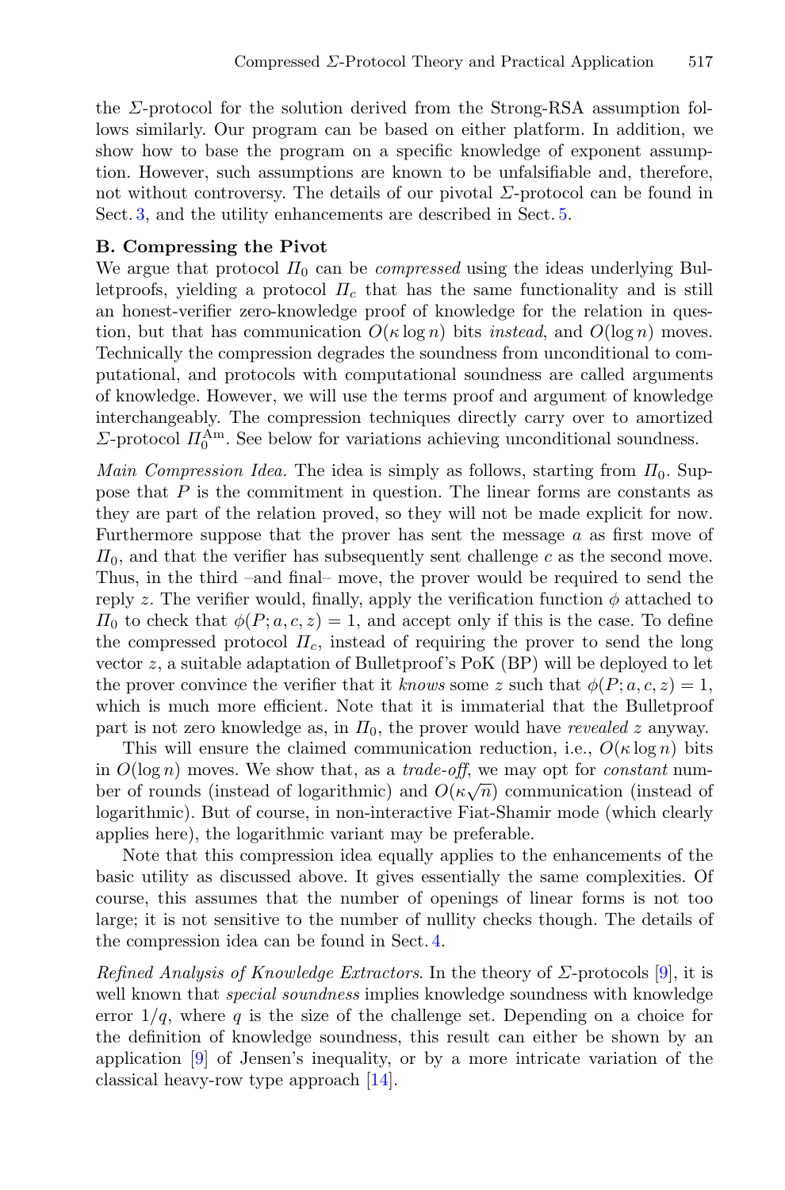the $\Sigma$-protocol for the solution derived from the Strong-RSA assumption follows similarly. Our program can be based on either platform. In addition, we show how to base the program on a specific knowledge of exponent assumption. However, such assumptions are known to be unfalsifiable and, therefore, not without controversy. The details of our pivotal $\Sigma$-protocol can be found in Sect. 3, and the utility enhancements are described in Sect. 5.

**B. Compressing the Pivot**

We argue that protocol $\Pi_0$ can be *compressed* using the ideas underlying Bulletproofs, yielding a protocol $\Pi_c$ that has the same functionality and is still an honest-verifier zero-knowledge proof of knowledge for the relation in question, but that has communication $O(\kappa \log n)$ bits *instead*, and $O(\log n)$ moves. Technically the compression degrades the soundness from unconditional to computational, and protocols with computational soundness are called arguments of knowledge. However, we will use the terms proof and argument of knowledge interchangeably. The compression techniques directly carry over to amortized $\Sigma$-protocol $\Pi_0^{\mathrm{Am}}$. See below for variations achieving unconditional soundness.

*Main Compression Idea.* The idea is simply as follows, starting from $\Pi_0$. Suppose that $P$ is the commitment in question. The linear forms are constants as they are part of the relation proved, so they will not be made explicit for now. Furthermore suppose that the prover has sent the message $a$ as first move of $\Pi_0$, and that the verifier has subsequently sent challenge $c$ as the second move. Thus, in the third –and final– move, the prover would be required to send the reply $z$. The verifier would, finally, apply the verification function $\phi$ attached to $\Pi_0$ to check that $\phi(P; a, c, z) = 1$, and accept only if this is the case. To define the compressed protocol $\Pi_c$, instead of requiring the prover to send the long vector $z$, a suitable adaptation of Bulletproof's PoK (BP) will be deployed to let the prover convince the verifier that it *knows* some $z$ such that $\phi(P; a, c, z) = 1$, which is much more efficient. Note that it is immaterial that the Bulletproof part is not zero knowledge as, in $\Pi_0$, the prover would have *revealed* $z$ anyway.

This will ensure the claimed communication reduction, i.e., $O(\kappa \log n)$ bits in $O(\log n)$ moves. We show that, as a *trade-off*, we may opt for *constant* number of rounds (instead of logarithmic) and $O(\kappa\sqrt{n})$ communication (instead of logarithmic). But of course, in non-interactive Fiat-Shamir mode (which clearly applies here), the logarithmic variant may be preferable.

Note that this compression idea equally applies to the enhancements of the basic utility as discussed above. It gives essentially the same complexities. Of course, this assumes that the number of openings of linear forms is not too large; it is not sensitive to the number of nullity checks though. The details of the compression idea can be found in Sect. 4.

*Refined Analysis of Knowledge Extractors.* In the theory of $\Sigma$-protocols [9], it is well known that *special soundness* implies knowledge soundness with knowledge error $1/q$, where $q$ is the size of the challenge set. Depending on a choice for the definition of knowledge soundness, this result can either be shown by an application [9] of Jensen's inequality, or by a more intricate variation of the classical heavy-row type approach [14].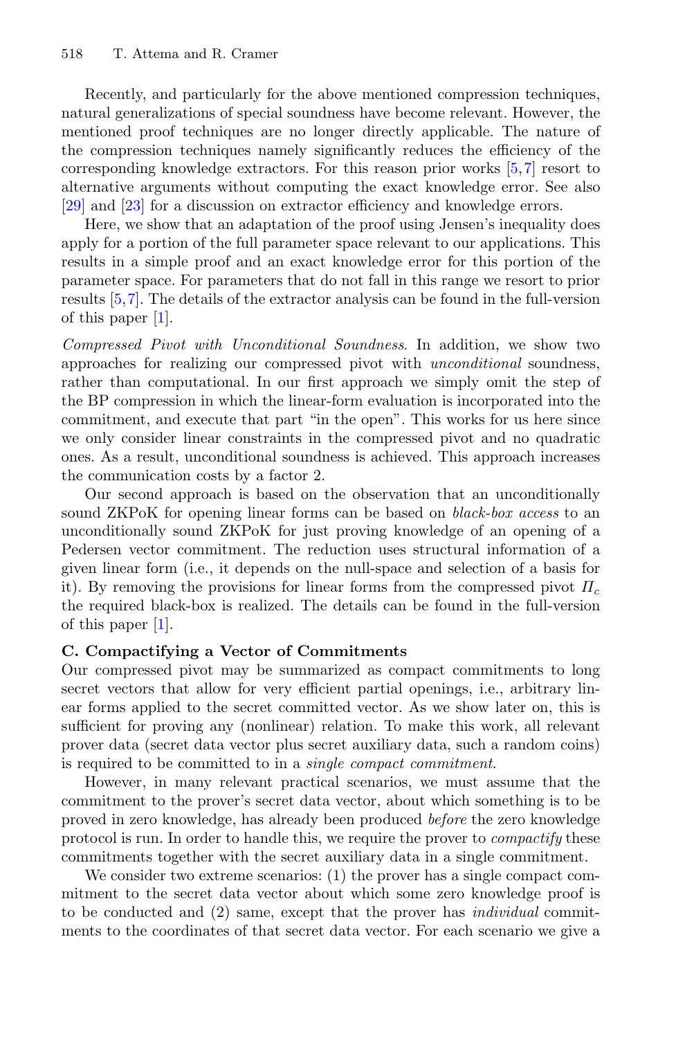Recently, and particularly for the above mentioned compression techniques, natural generalizations of special soundness have become relevant. However, the mentioned proof techniques are no longer directly applicable. The nature of the compression techniques namely significantly reduces the efficiency of the corresponding knowledge extractors. For this reason prior works [5,7] resort to alternative arguments without computing the exact knowledge error. See also [29] and [23] for a discussion on extractor efficiency and knowledge errors.

Here, we show that an adaptation of the proof using Jensen's inequality does apply for a portion of the full parameter space relevant to our applications. This results in a simple proof and an exact knowledge error for this portion of the parameter space. For parameters that do not fall in this range we resort to prior results [5,7]. The details of the extractor analysis can be found in the full-version of this paper [1].

*Compressed Pivot with Unconditional Soundness*. In addition, we show two approaches for realizing our compressed pivot with *unconditional* soundness, rather than computational. In our first approach we simply omit the step of the BP compression in which the linear-form evaluation is incorporated into the commitment, and execute that part "in the open". This works for us here since we only consider linear constraints in the compressed pivot and no quadratic ones. As a result, unconditional soundness is achieved. This approach increases the communication costs by a factor 2.

Our second approach is based on the observation that an unconditionally sound ZKPoK for opening linear forms can be based on *black-box access* to an unconditionally sound ZKPoK for just proving knowledge of an opening of a Pedersen vector commitment. The reduction uses structural information of a given linear form (i.e., it depends on the null-space and selection of a basis for it). By removing the provisions for linear forms from the compressed pivot $\Pi_c$ the required black-box is realized. The details can be found in the full-version of this paper [1].

**C. Compactifying a Vector of Commitments**

Our compressed pivot may be summarized as compact commitments to long secret vectors that allow for very efficient partial openings, i.e., arbitrary linear forms applied to the secret committed vector. As we show later on, this is sufficient for proving any (nonlinear) relation. To make this work, all relevant prover data (secret data vector plus secret auxiliary data, such a random coins) is required to be committed to in a *single compact commitment*.

However, in many relevant practical scenarios, we must assume that the commitment to the prover's secret data vector, about which something is to be proved in zero knowledge, has already been produced *before* the zero knowledge protocol is run. In order to handle this, we require the prover to *compactify* these commitments together with the secret auxiliary data in a single commitment.

We consider two extreme scenarios: (1) the prover has a single compact commitment to the secret data vector about which some zero knowledge proof is to be conducted and (2) same, except that the prover has *individual* commitments to the coordinates of that secret data vector. For each scenario we give a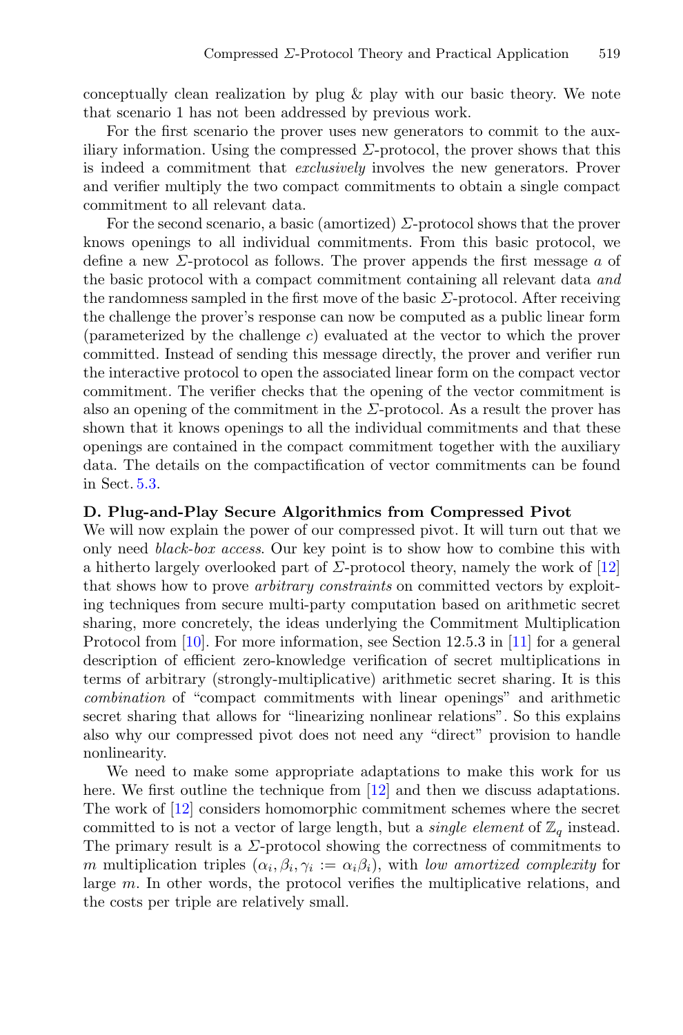conceptually clean realization by plug & play with our basic theory. We note that scenario 1 has not been addressed by previous work.

For the first scenario the prover uses new generators to commit to the auxiliary information. Using the compressed $\Sigma$-protocol, the prover shows that this is indeed a commitment that *exclusively* involves the new generators. Prover and verifier multiply the two compact commitments to obtain a single compact commitment to all relevant data.

For the second scenario, a basic (amortized) $\Sigma$-protocol shows that the prover knows openings to all individual commitments. From this basic protocol, we define a new $\Sigma$-protocol as follows. The prover appends the first message $a$ of the basic protocol with a compact commitment containing all relevant data *and* the randomness sampled in the first move of the basic $\Sigma$-protocol. After receiving the challenge the prover's response can now be computed as a public linear form (parameterized by the challenge $c$) evaluated at the vector to which the prover committed. Instead of sending this message directly, the prover and verifier run the interactive protocol to open the associated linear form on the compact vector commitment. The verifier checks that the opening of the vector commitment is also an opening of the commitment in the $\Sigma$-protocol. As a result the prover has shown that it knows openings to all the individual commitments and that these openings are contained in the compact commitment together with the auxiliary data. The details on the compactification of vector commitments can be found in Sect. 5.3.

**D. Plug-and-Play Secure Algorithmics from Compressed Pivot**

We will now explain the power of our compressed pivot. It will turn out that we only need *black-box access*. Our key point is to show how to combine this with a hitherto largely overlooked part of $\Sigma$-protocol theory, namely the work of [12] that shows how to prove *arbitrary constraints* on committed vectors by exploiting techniques from secure multi-party computation based on arithmetic secret sharing, more concretely, the ideas underlying the Commitment Multiplication Protocol from [10]. For more information, see Section 12.5.3 in [11] for a general description of efficient zero-knowledge verification of secret multiplications in terms of arbitrary (strongly-multiplicative) arithmetic secret sharing. It is this *combination* of "compact commitments with linear openings" and arithmetic secret sharing that allows for "linearizing nonlinear relations". So this explains also why our compressed pivot does not need any "direct" provision to handle nonlinearity.

We need to make some appropriate adaptations to make this work for us here. We first outline the technique from [12] and then we discuss adaptations. The work of [12] considers homomorphic commitment schemes where the secret committed to is not a vector of large length, but a *single element* of $\mathbb{Z}_q$ instead. The primary result is a $\Sigma$-protocol showing the correctness of commitments to $m$ multiplication triples $(\alpha_i, \beta_i, \gamma_i := \alpha_i\beta_i)$, with *low amortized complexity* for large $m$. In other words, the protocol verifies the multiplicative relations, and the costs per triple are relatively small.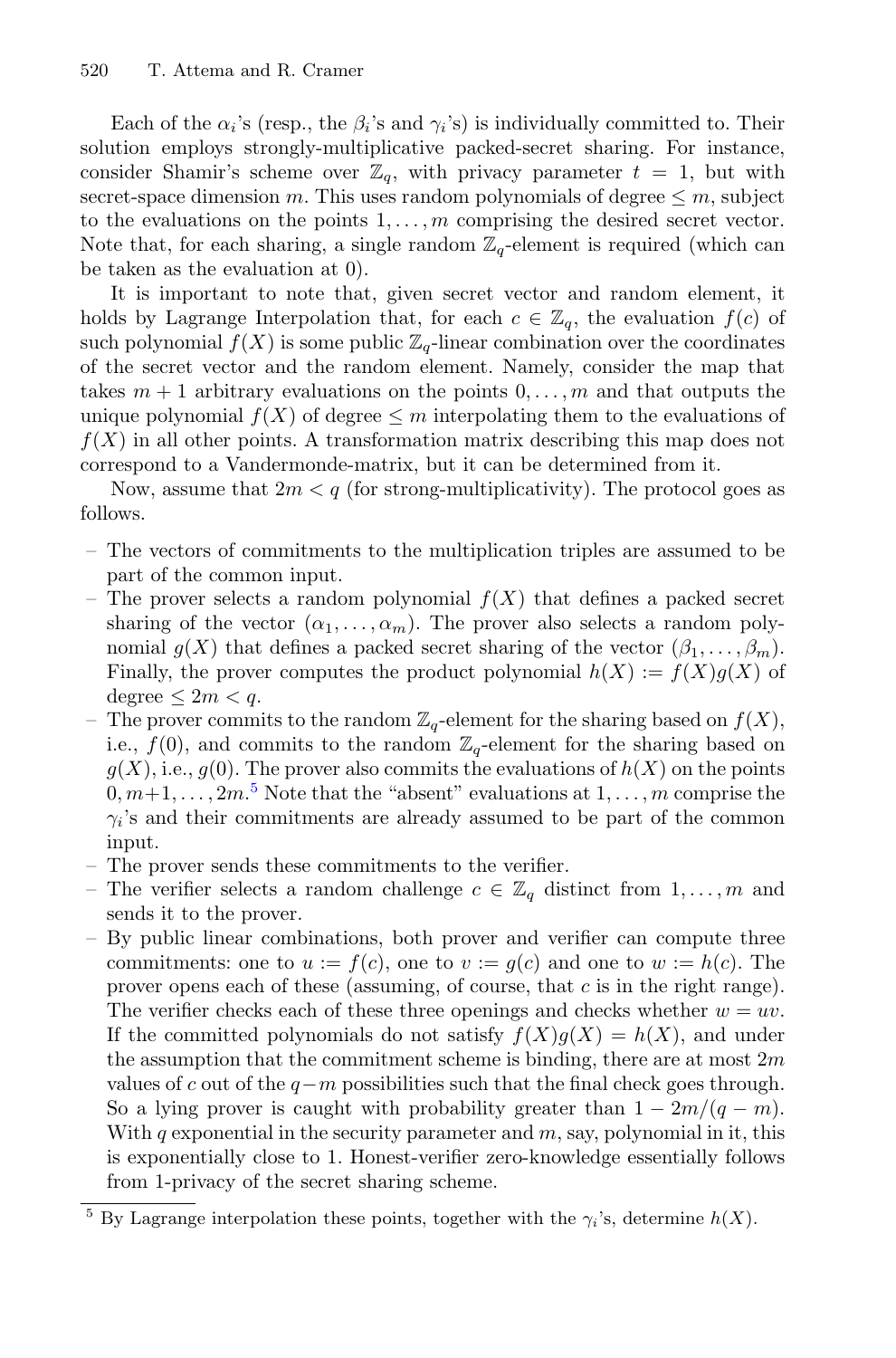Each of the $\alpha_i$'s (resp., the $\beta_i$'s and $\gamma_i$'s) is individually committed to. Their solution employs strongly-multiplicative packed-secret sharing. For instance, consider Shamir's scheme over $\mathbb{Z}_q$, with privacy parameter $t = 1$, but with secret-space dimension $m$. This uses random polynomials of degree $\leq m$, subject to the evaluations on the points $1, \ldots, m$ comprising the desired secret vector. Note that, for each sharing, a single random $\mathbb{Z}_q$-element is required (which can be taken as the evaluation at 0).

It is important to note that, given secret vector and random element, it holds by Lagrange Interpolation that, for each $c \in \mathbb{Z}_q$, the evaluation $f(c)$ of such polynomial $f(X)$ is some public $\mathbb{Z}_q$-linear combination over the coordinates of the secret vector and the random element. Namely, consider the map that takes $m+1$ arbitrary evaluations on the points $0, \ldots, m$ and that outputs the unique polynomial $f(X)$ of degree $\leq m$ interpolating them to the evaluations of $f(X)$ in all other points. A transformation matrix describing this map does not correspond to a Vandermonde-matrix, but it can be determined from it.

Now, assume that $2m < q$ (for strong-multiplicativity). The protocol goes as follows.

- The vectors of commitments to the multiplication triples are assumed to be part of the common input.
- The prover selects a random polynomial $f(X)$ that defines a packed secret sharing of the vector $(\alpha_1, \ldots, \alpha_m)$. The prover also selects a random polynomial $g(X)$ that defines a packed secret sharing of the vector $(\beta_1, \ldots, \beta_m)$. Finally, the prover computes the product polynomial $h(X) := f(X)g(X)$ of degree $\leq 2m < q$.
- The prover commits to the random $\mathbb{Z}_q$-element for the sharing based on $f(X)$, i.e., $f(0)$, and commits to the random $\mathbb{Z}_q$-element for the sharing based on $g(X)$, i.e., $g(0)$. The prover also commits the evaluations of $h(X)$ on the points $0, m+1, \ldots, 2m$.[5] Note that the "absent" evaluations at $1, \ldots, m$ comprise the $\gamma_i$'s and their commitments are already assumed to be part of the common input.
- The prover sends these commitments to the verifier.
- The verifier selects a random challenge $c \in \mathbb{Z}_q$ distinct from $1, \ldots, m$ and sends it to the prover.
- By public linear combinations, both prover and verifier can compute three commitments: one to $u := f(c)$, one to $v := g(c)$ and one to $w := h(c)$. The prover opens each of these (assuming, of course, that $c$ is in the right range). The verifier checks each of these three openings and checks whether $w = uv$. If the committed polynomials do not satisfy $f(X)g(X) = h(X)$, and under the assumption that the commitment scheme is binding, there are at most $2m$ values of $c$ out of the $q-m$ possibilities such that the final check goes through. So a lying prover is caught with probability greater than $1 - 2m/(q-m)$. With $q$ exponential in the security parameter and $m$, say, polynomial in it, this is exponentially close to 1. Honest-verifier zero-knowledge essentially follows from 1-privacy of the secret sharing scheme.

[5] By Lagrange interpolation these points, together with the $\gamma_i$'s, determine $h(X)$.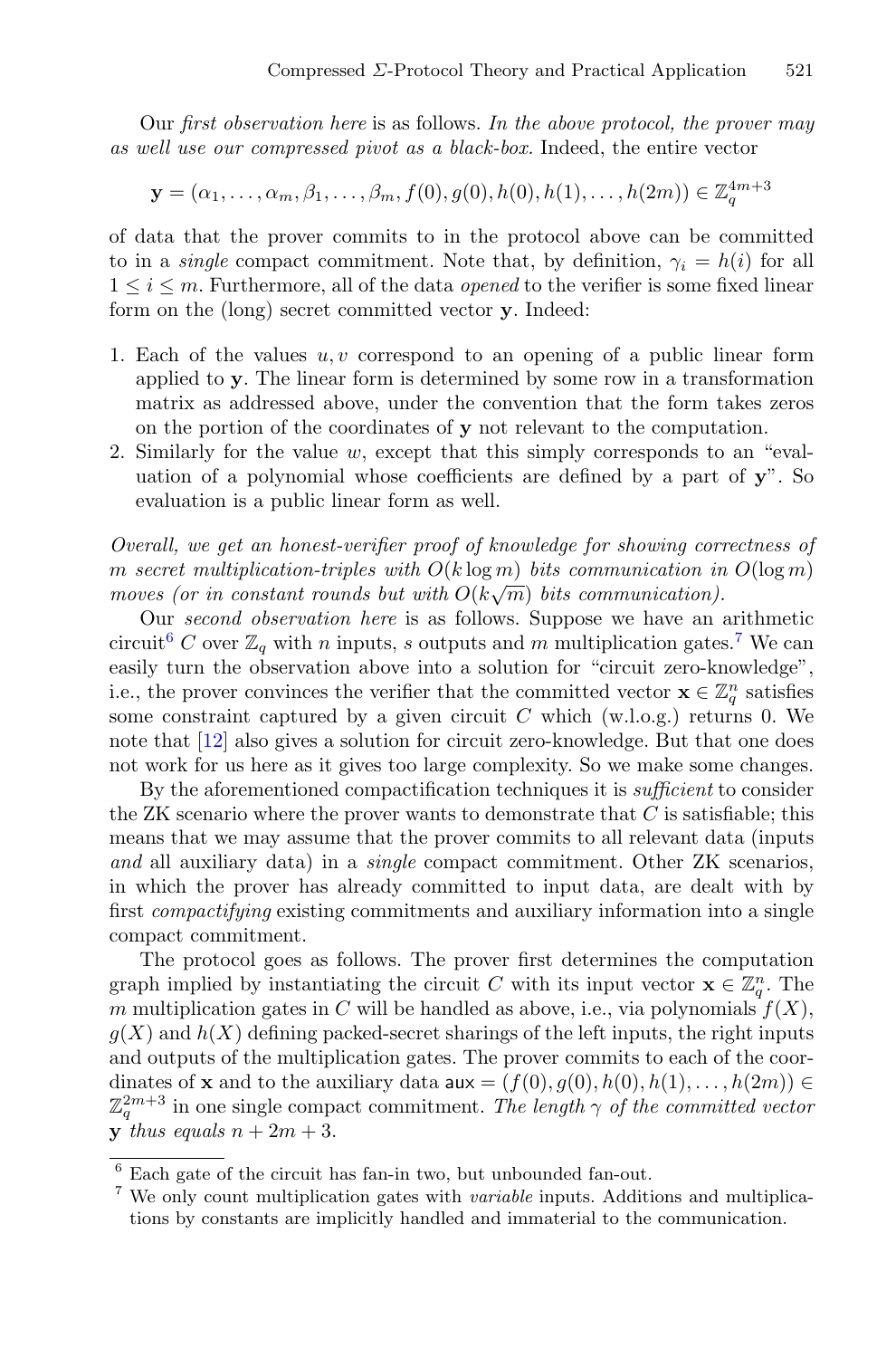Our *first observation here* is as follows. *In the above protocol, the prover may as well use our compressed pivot as a black-box.* Indeed, the entire vector

$$\mathbf{y} = (\alpha_1, \ldots, \alpha_m, \beta_1, \ldots, \beta_m, f(0), g(0), h(0), h(1), \ldots, h(2m)) \in \mathbb{Z}_q^{4m+3}$$

of data that the prover commits to in the protocol above can be committed to in a *single* compact commitment. Note that, by definition, $\gamma_i = h(i)$ for all $1 \leq i \leq m$. Furthermore, all of the data *opened* to the verifier is some fixed linear form on the (long) secret committed vector $\mathbf{y}$. Indeed:

1. Each of the values $u, v$ correspond to an opening of a public linear form applied to $\mathbf{y}$. The linear form is determined by some row in a transformation matrix as addressed above, under the convention that the form takes zeros on the portion of the coordinates of $\mathbf{y}$ not relevant to the computation.
2. Similarly for the value $w$, except that this simply corresponds to an "evaluation of a polynomial whose coefficients are defined by a part of $\mathbf{y}$". So evaluation is a public linear form as well.

*Overall, we get an honest-verifier proof of knowledge for showing correctness of $m$ secret multiplication-triples with $O(k \log m)$ bits communication in $O(\log m)$ moves (or in constant rounds but with $O(k\sqrt{m})$ bits communication).*

Our *second observation here* is as follows. Suppose we have an arithmetic circuit[6] $C$ over $\mathbb{Z}_q$ with $n$ inputs, $s$ outputs and $m$ multiplication gates.[7] We can easily turn the observation above into a solution for "circuit zero-knowledge", i.e., the prover convinces the verifier that the committed vector $\mathbf{x} \in \mathbb{Z}_q^n$ satisfies some constraint captured by a given circuit $C$ which (w.l.o.g.) returns 0. We note that [12] also gives a solution for circuit zero-knowledge. But that one does not work for us here as it gives too large complexity. So we make some changes.

By the aforementioned compactification techniques it is *sufficient* to consider the ZK scenario where the prover wants to demonstrate that $C$ is satisfiable; this means that we may assume that the prover commits to all relevant data (inputs *and* all auxiliary data) in a *single* compact commitment. Other ZK scenarios, in which the prover has already committed to input data, are dealt with by first *compactifying* existing commitments and auxiliary information into a single compact commitment.

The protocol goes as follows. The prover first determines the computation graph implied by instantiating the circuit $C$ with its input vector $\mathbf{x} \in \mathbb{Z}_q^n$. The $m$ multiplication gates in $C$ will be handled as above, i.e., via polynomials $f(X)$, $g(X)$ and $h(X)$ defining packed-secret sharings of the left inputs, the right inputs and outputs of the multiplication gates. The prover commits to each of the coordinates of $\mathbf{x}$ and to the auxiliary data $\mathsf{aux} = (f(0), g(0), h(0), h(1), \ldots, h(2m)) \in \mathbb{Z}_q^{2m+3}$ in one single compact commitment. *The length $\gamma$ of the committed vector $\mathbf{y}$ thus equals $n + 2m + 3$.*

---

[6] Each gate of the circuit has fan-in two, but unbounded fan-out.

[7] We only count multiplication gates with *variable* inputs. Additions and multiplications by constants are implicitly handled and immaterial to the communication.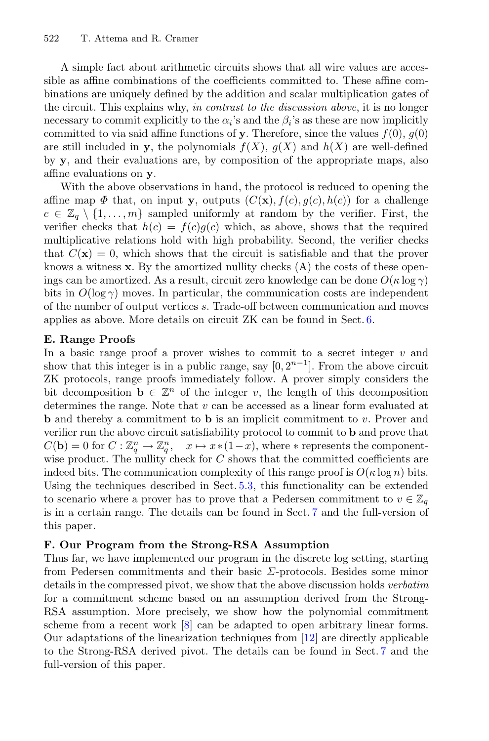A simple fact about arithmetic circuits shows that all wire values are accessible as affine combinations of the coefficients committed to. These affine combinations are uniquely defined by the addition and scalar multiplication gates of the circuit. This explains why, *in contrast to the discussion above*, it is no longer necessary to commit explicitly to the $\alpha_i$'s and the $\beta_i$'s as these are now implicitly committed to via said affine functions of $\mathbf{y}$. Therefore, since the values $f(0)$, $g(0)$ are still included in $\mathbf{y}$, the polynomials $f(X)$, $g(X)$ and $h(X)$ are well-defined by $\mathbf{y}$, and their evaluations are, by composition of the appropriate maps, also affine evaluations on $\mathbf{y}$.

With the above observations in hand, the protocol is reduced to opening the affine map $\Phi$ that, on input $\mathbf{y}$, outputs $(C(\mathbf{x}), f(c), g(c), h(c))$ for a challenge $c \in \mathbb{Z}_q \setminus \{1, \dots, m\}$ sampled uniformly at random by the verifier. First, the verifier checks that $h(c) = f(c)g(c)$ which, as above, shows that the required multiplicative relations hold with high probability. Second, the verifier checks that $C(\mathbf{x}) = 0$, which shows that the circuit is satisfiable and that the prover knows a witness $\mathbf{x}$. By the amortized nullity checks (A) the costs of these openings can be amortized. As a result, circuit zero knowledge can be done $O(\kappa \log \gamma)$ bits in $O(\log \gamma)$ moves. In particular, the communication costs are independent of the number of output vertices $s$. Trade-off between communication and moves applies as above. More details on circuit ZK can be found in Sect. 6.

**E. Range Proofs**

In a basic range proof a prover wishes to commit to a secret integer $v$ and show that this integer is in a public range, say $[0, 2^{n-1}]$. From the above circuit ZK protocols, range proofs immediately follow. A prover simply considers the bit decomposition $\mathbf{b} \in \mathbb{Z}^n$ of the integer $v$, the length of this decomposition determines the range. Note that $v$ can be accessed as a linear form evaluated at $\mathbf{b}$ and thereby a commitment to $\mathbf{b}$ is an implicit commitment to $v$. Prover and verifier run the above circuit satisfiability protocol to commit to $\mathbf{b}$ and prove that $C(\mathbf{b}) = 0$ for $C : \mathbb{Z}_q^n \to \mathbb{Z}_q^n, \quad x \mapsto x * (1 - x)$, where $*$ represents the component-wise product. The nullity check for $C$ shows that the committed coefficients are indeed bits. The communication complexity of this range proof is $O(\kappa \log n)$ bits. Using the techniques described in Sect. 5.3, this functionality can be extended to scenario where a prover has to prove that a Pedersen commitment to $v \in \mathbb{Z}_q$ is in a certain range. The details can be found in Sect. 7 and the full-version of this paper.

**F. Our Program from the Strong-RSA Assumption**

Thus far, we have implemented our program in the discrete log setting, starting from Pedersen commitments and their basic $\Sigma$-protocols. Besides some minor details in the compressed pivot, we show that the above discussion holds *verbatim* for a commitment scheme based on an assumption derived from the Strong-RSA assumption. More precisely, we show how the polynomial commitment scheme from a recent work [8] can be adapted to open arbitrary linear forms. Our adaptations of the linearization techniques from [12] are directly applicable to the Strong-RSA derived pivot. The details can be found in Sect. 7 and the full-version of this paper.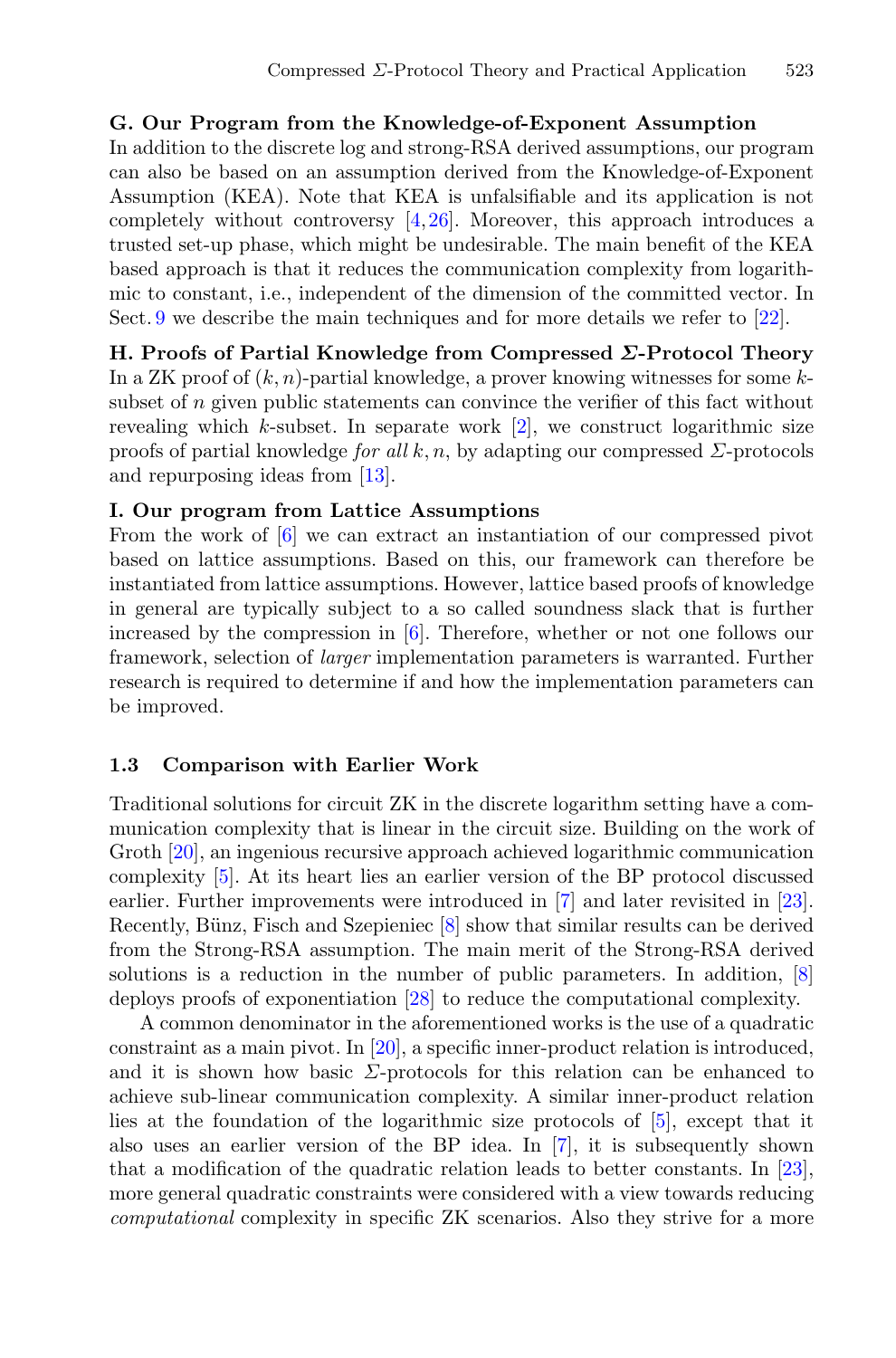**G. Our Program from the Knowledge-of-Exponent Assumption**
In addition to the discrete log and strong-RSA derived assumptions, our program can also be based on an assumption derived from the Knowledge-of-Exponent Assumption (KEA). Note that KEA is unfalsifiable and its application is not completely without controversy [4,26]. Moreover, this approach introduces a trusted set-up phase, which might be undesirable. The main benefit of the KEA based approach is that it reduces the communication complexity from logarithmic to constant, i.e., independent of the dimension of the committed vector. In Sect. 9 we describe the main techniques and for more details we refer to [22].

**H. Proofs of Partial Knowledge from Compressed *Σ*-Protocol Theory**
In a ZK proof of $(k, n)$-partial knowledge, a prover knowing witnesses for some $k$-subset of $n$ given public statements can convince the verifier of this fact without revealing which $k$-subset. In separate work [2], we construct logarithmic size proofs of partial knowledge *for all* $k, n$, by adapting our compressed $\Sigma$-protocols and repurposing ideas from [13].

**I. Our program from Lattice Assumptions**
From the work of [6] we can extract an instantiation of our compressed pivot based on lattice assumptions. Based on this, our framework can therefore be instantiated from lattice assumptions. However, lattice based proofs of knowledge in general are typically subject to a so called soundness slack that is further increased by the compression in [6]. Therefore, whether or not one follows our framework, selection of *larger* implementation parameters is warranted. Further research is required to determine if and how the implementation parameters can be improved.

### 1.3 Comparison with Earlier Work

Traditional solutions for circuit ZK in the discrete logarithm setting have a communication complexity that is linear in the circuit size. Building on the work of Groth [20], an ingenious recursive approach achieved logarithmic communication complexity [5]. At its heart lies an earlier version of the BP protocol discussed earlier. Further improvements were introduced in [7] and later revisited in [23]. Recently, Bünz, Fisch and Szepieniec [8] show that similar results can be derived from the Strong-RSA assumption. The main merit of the Strong-RSA derived solutions is a reduction in the number of public parameters. In addition, [8] deploys proofs of exponentiation [28] to reduce the computational complexity.

A common denominator in the aforementioned works is the use of a quadratic constraint as a main pivot. In [20], a specific inner-product relation is introduced, and it is shown how basic $\Sigma$-protocols for this relation can be enhanced to achieve sub-linear communication complexity. A similar inner-product relation lies at the foundation of the logarithmic size protocols of [5], except that it also uses an earlier version of the BP idea. In [7], it is subsequently shown that a modification of the quadratic relation leads to better constants. In [23], more general quadratic constraints were considered with a view towards reducing *computational* complexity in specific ZK scenarios. Also they strive for a more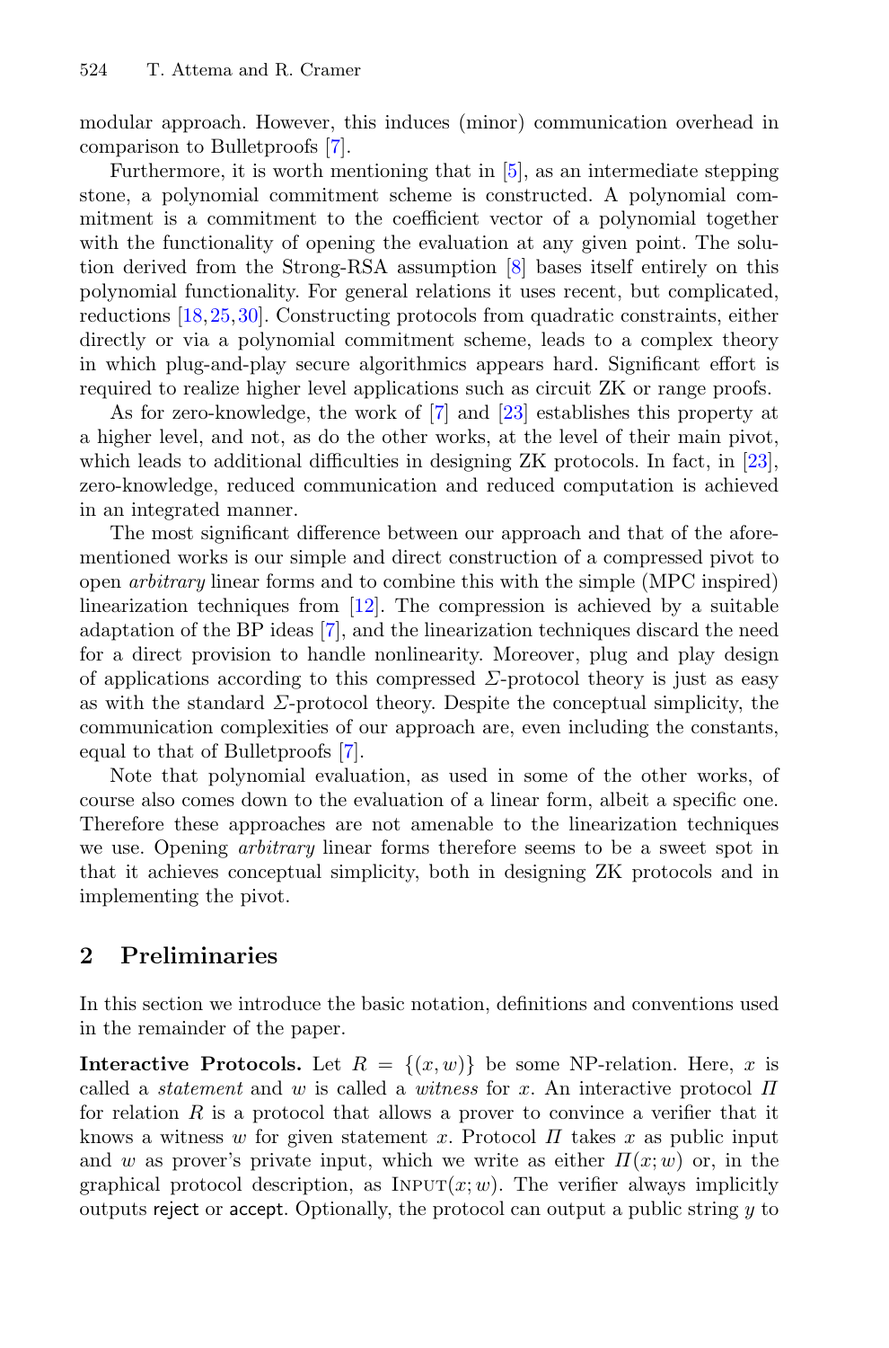modular approach. However, this induces (minor) communication overhead in comparison to Bulletproofs [7].

Furthermore, it is worth mentioning that in [5], as an intermediate stepping stone, a polynomial commitment scheme is constructed. A polynomial commitment is a commitment to the coefficient vector of a polynomial together with the functionality of opening the evaluation at any given point. The solution derived from the Strong-RSA assumption [8] bases itself entirely on this polynomial functionality. For general relations it uses recent, but complicated, reductions [18,25,30]. Constructing protocols from quadratic constraints, either directly or via a polynomial commitment scheme, leads to a complex theory in which plug-and-play secure algorithmics appears hard. Significant effort is required to realize higher level applications such as circuit ZK or range proofs.

As for zero-knowledge, the work of [7] and [23] establishes this property at a higher level, and not, as do the other works, at the level of their main pivot, which leads to additional difficulties in designing ZK protocols. In fact, in [23], zero-knowledge, reduced communication and reduced computation is achieved in an integrated manner.

The most significant difference between our approach and that of the aforementioned works is our simple and direct construction of a compressed pivot to open *arbitrary* linear forms and to combine this with the simple (MPC inspired) linearization techniques from [12]. The compression is achieved by a suitable adaptation of the BP ideas [7], and the linearization techniques discard the need for a direct provision to handle nonlinearity. Moreover, plug and play design of applications according to this compressed $\Sigma$-protocol theory is just as easy as with the standard $\Sigma$-protocol theory. Despite the conceptual simplicity, the communication complexities of our approach are, even including the constants, equal to that of Bulletproofs [7].

Note that polynomial evaluation, as used in some of the other works, of course also comes down to the evaluation of a linear form, albeit a specific one. Therefore these approaches are not amenable to the linearization techniques we use. Opening *arbitrary* linear forms therefore seems to be a sweet spot in that it achieves conceptual simplicity, both in designing ZK protocols and in implementing the pivot.

## 2 Preliminaries

In this section we introduce the basic notation, definitions and conventions used in the remainder of the paper.

**Interactive Protocols.** Let $R = \{(x, w)\}$ be some NP-relation. Here, $x$ is called a *statement* and $w$ is called a *witness* for $x$. An interactive protocol $\Pi$ for relation $R$ is a protocol that allows a prover to convince a verifier that it knows a witness $w$ for given statement $x$. Protocol $\Pi$ takes $x$ as public input and $w$ as prover's private input, which we write as either $\Pi(x; w)$ or, in the graphical protocol description, as $\text{INPUT}(x; w)$. The verifier always implicitly outputs reject or accept. Optionally, the protocol can output a public string $y$ to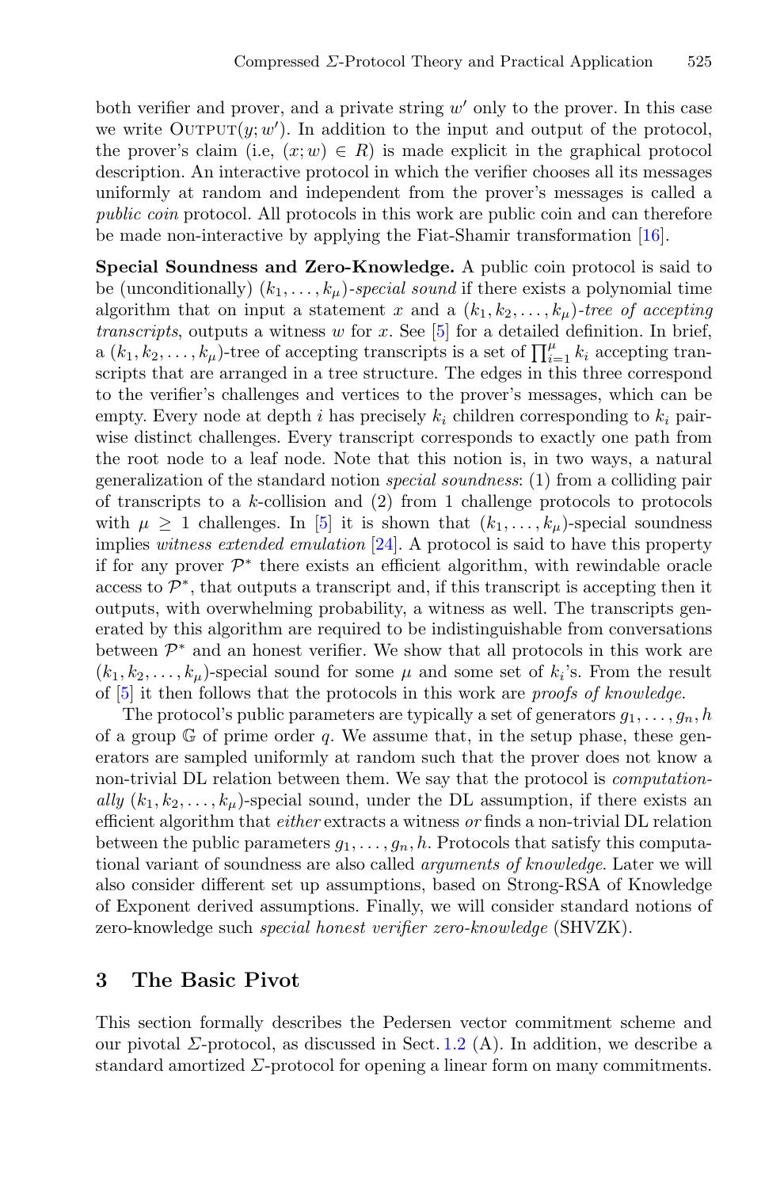both verifier and prover, and a private string $w'$ only to the prover. In this case we write $\text{Output}(y; w')$. In addition to the input and output of the protocol, the prover's claim (i.e, $(x; w) \in R$) is made explicit in the graphical protocol description. An interactive protocol in which the verifier chooses all its messages uniformly at random and independent from the prover's messages is called a *public coin* protocol. All protocols in this work are public coin and can therefore be made non-interactive by applying the Fiat-Shamir transformation [16].

**Special Soundness and Zero-Knowledge.** A public coin protocol is said to be (unconditionally) $(k_1, \dots, k_\mu)$-*special sound* if there exists a polynomial time algorithm that on input a statement $x$ and a $(k_1, k_2, \dots, k_\mu)$-*tree of accepting transcripts*, outputs a witness $w$ for $x$. See [5] for a detailed definition. In brief, a $(k_1, k_2, \dots, k_\mu)$-tree of accepting transcripts is a set of $\prod_{i=1}^{\mu} k_i$ accepting transcripts that are arranged in a tree structure. The edges in this three correspond to the verifier's challenges and vertices to the prover's messages, which can be empty. Every node at depth $i$ has precisely $k_i$ children corresponding to $k_i$ pairwise distinct challenges. Every transcript corresponds to exactly one path from the root node to a leaf node. Note that this notion is, in two ways, a natural generalization of the standard notion *special soundness*: (1) from a colliding pair of transcripts to a $k$-collision and (2) from 1 challenge protocols to protocols with $\mu \geq 1$ challenges. In [5] it is shown that $(k_1, \dots, k_\mu)$-special soundness implies *witness extended emulation* [24]. A protocol is said to have this property if for any prover $\mathcal{P}^*$ there exists an efficient algorithm, with rewindable oracle access to $\mathcal{P}^*$, that outputs a transcript and, if this transcript is accepting then it outputs, with overwhelming probability, a witness as well. The transcripts generated by this algorithm are required to be indistinguishable from conversations between $\mathcal{P}^*$ and an honest verifier. We show that all protocols in this work are $(k_1, k_2, \dots, k_\mu)$-special sound for some $\mu$ and some set of $k_i$'s. From the result of [5] it then follows that the protocols in this work are *proofs of knowledge*.

The protocol's public parameters are typically a set of generators $g_1, \dots, g_n, h$ of a group $\mathbb{G}$ of prime order $q$. We assume that, in the setup phase, these generators are sampled uniformly at random such that the prover does not know a non-trivial DL relation between them. We say that the protocol is *computationally* $(k_1, k_2, \dots, k_\mu)$-special sound, under the DL assumption, if there exists an efficient algorithm that *either* extracts a witness *or* finds a non-trivial DL relation between the public parameters $g_1, \dots, g_n, h$. Protocols that satisfy this computational variant of soundness are also called *arguments of knowledge*. Later we will also consider different set up assumptions, based on Strong-RSA of Knowledge of Exponent derived assumptions. Finally, we will consider standard notions of zero-knowledge such *special honest verifier zero-knowledge* (SHVZK).

## 3 The Basic Pivot

This section formally describes the Pedersen vector commitment scheme and our pivotal $\Sigma$-protocol, as discussed in Sect. 1.2 (A). In addition, we describe a standard amortized $\Sigma$-protocol for opening a linear form on many commitments.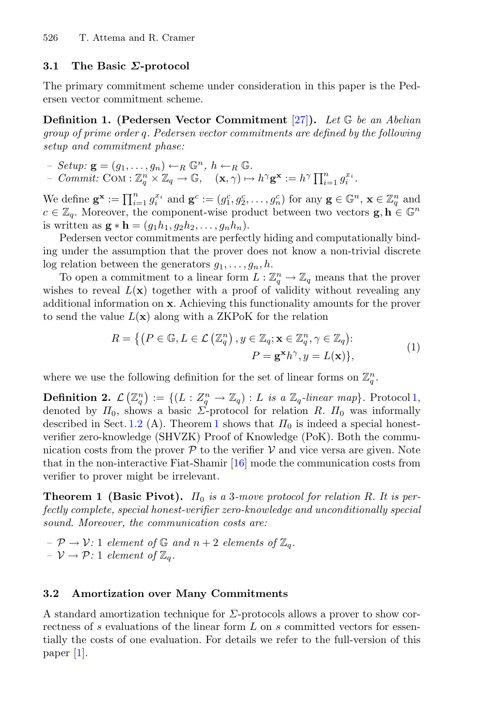### 3.1 The Basic $\Sigma$-protocol

The primary commitment scheme under consideration in this paper is the Pedersen vector commitment scheme.

**Definition 1. (Pedersen Vector Commitment** [27]**).** *Let $\mathbb{G}$ be an Abelian group of prime order $q$. Pedersen vector commitments are defined by the following setup and commitment phase:*

- *Setup:* $\mathbf{g} = (g_1, \ldots, g_n) \leftarrow_R \mathbb{G}^n$, $h \leftarrow_R \mathbb{G}$.
- *Commit:* $\text{COM} : \mathbb{Z}_q^n \times \mathbb{Z}_q \to \mathbb{G}, \quad (\mathbf{x}, \gamma) \mapsto h^\gamma \mathbf{g}^\mathbf{x} := h^\gamma \prod_{i=1}^n g_i^{x_i}$.

We define $\mathbf{g}^\mathbf{x} := \prod_{i=1}^n g_i^{x_i}$ and $\mathbf{g}^c := (g_1^c, g_2^c, \ldots, g_n^c)$ for any $\mathbf{g} \in \mathbb{G}^n$, $\mathbf{x} \in \mathbb{Z}_q^n$ and $c \in \mathbb{Z}_q$. Moreover, the component-wise product between two vectors $\mathbf{g}, \mathbf{h} \in \mathbb{G}^n$ is written as $\mathbf{g} * \mathbf{h} = (g_1 h_1, g_2 h_2, \ldots, g_n h_n)$.

Pedersen vector commitments are perfectly hiding and computationally binding under the assumption that the prover does not know a non-trivial discrete log relation between the generators $g_1, \ldots, g_n, h$.

To open a commitment to a linear form $L : \mathbb{Z}_q^n \to \mathbb{Z}_q$ means that the prover wishes to reveal $L(\mathbf{x})$ together with a proof of validity without revealing any additional information on $\mathbf{x}$. Achieving this functionality amounts for the prover to send the value $L(\mathbf{x})$ along with a ZKPoK for the relation

$$R = \left\{ \left( P \in \mathbb{G}, L \in \mathcal{L}\left(\mathbb{Z}_q^n\right), y \in \mathbb{Z}_q; \mathbf{x} \in \mathbb{Z}_q^n, \gamma \in \mathbb{Z}_q \right) : P = \mathbf{g}^\mathbf{x} h^\gamma, y = L(\mathbf{x}) \right\}, \tag{1}$$

where we use the following definition for the set of linear forms on $\mathbb{Z}_q^n$.

**Definition 2.** $\mathcal{L}\left(\mathbb{Z}_q^n\right) := \{(L : Z_q^n \to \mathbb{Z}_q) : L$ *is a* $\mathbb{Z}_q$*-linear map*$\}$. Protocol 1, denoted by $\Pi_0$, shows a basic $\Sigma$-protocol for relation $R$. $\Pi_0$ was informally described in Sect. 1.2 (A). Theorem 1 shows that $\Pi_0$ is indeed a special honest-verifier zero-knowledge (SHVZK) Proof of Knowledge (PoK). Both the communication costs from the prover $\mathcal{P}$ to the verifier $\mathcal{V}$ and vice versa are given. Note that in the non-interactive Fiat-Shamir [16] mode the communication costs from verifier to prover might be irrelevant.

**Theorem 1 (Basic Pivot).** *$\Pi_0$ is a 3-move protocol for relation $R$. It is perfectly complete, special honest-verifier zero-knowledge and unconditionally special sound. Moreover, the communication costs are:*

- *$\mathcal{P} \to \mathcal{V}$: 1 element of $\mathbb{G}$ and $n+2$ elements of $\mathbb{Z}_q$.*
- *$\mathcal{V} \to \mathcal{P}$: 1 element of $\mathbb{Z}_q$.*

### 3.2 Amortization over Many Commitments

A standard amortization technique for $\Sigma$-protocols allows a prover to show correctness of $s$ evaluations of the linear form $L$ on $s$ committed vectors for essentially the costs of one evaluation. For details we refer to the full-version of this paper [1].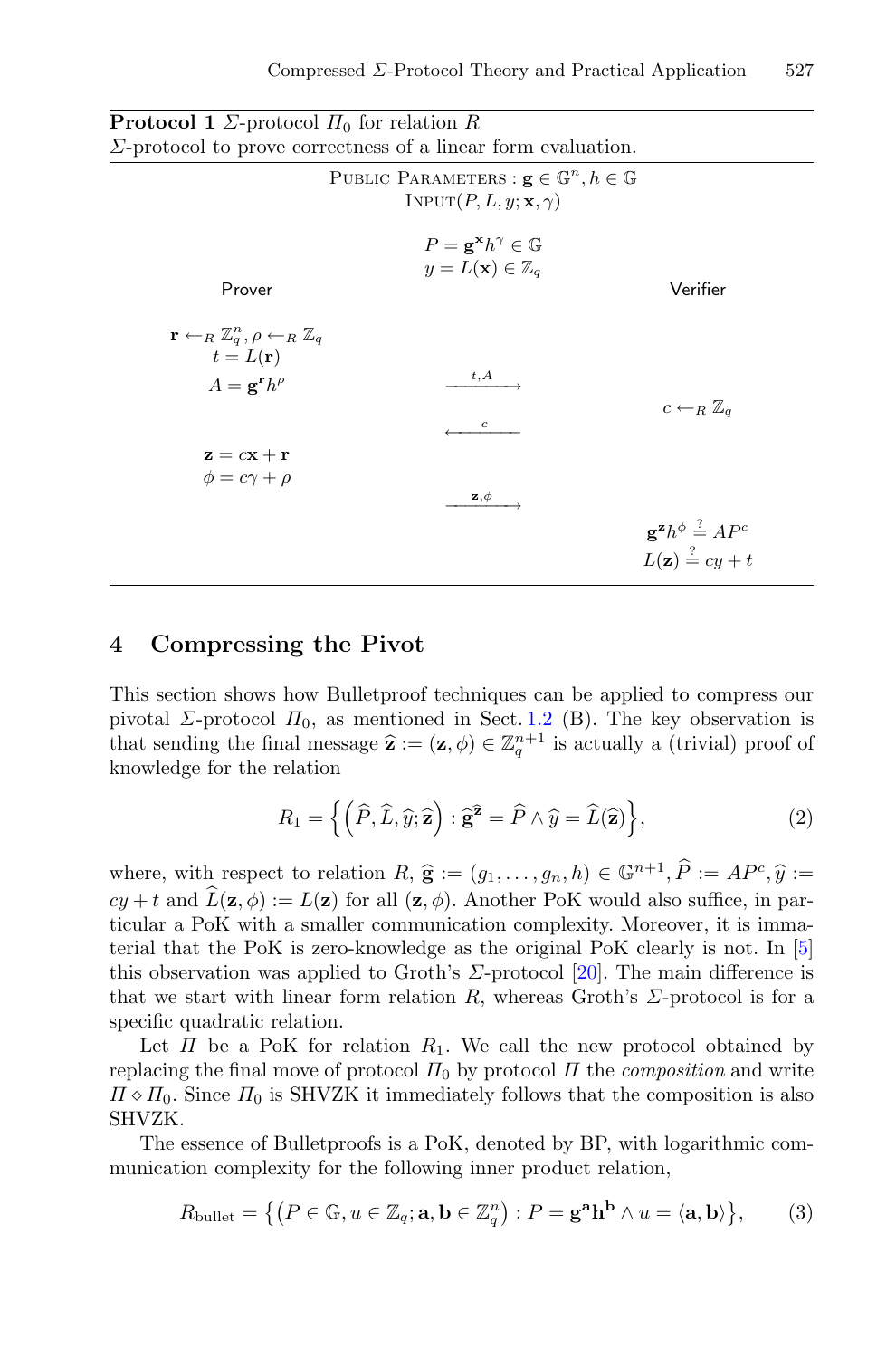**Protocol 1** $\Sigma$-protocol $\Pi_0$ for relation $R$
$\Sigma$-protocol to prove correctness of a linear form evaluation.

PUBLIC PARAMETERS : $\mathbf{g} \in \mathbb{G}^n, h \in \mathbb{G}$
INPUT$(P, L, y; \mathbf{x}, \gamma)$

$P = \mathbf{g}^{\mathbf{x}} h^{\gamma} \in \mathbb{G}$
$y = L(\mathbf{x}) \in \mathbb{Z}_q$

| Prover | | Verifier |
|---|---|---|
| $\mathbf{r} \leftarrow_R \mathbb{Z}_q^n, \rho \leftarrow_R \mathbb{Z}_q$ <br> $t = L(\mathbf{r})$ <br> $A = \mathbf{g}^{\mathbf{r}} h^{\rho}$ | $\xrightarrow{t, A}$ | |
| | $\xleftarrow{c}$ | $c \leftarrow_R \mathbb{Z}_q$ |
| $\mathbf{z} = c\mathbf{x} + \mathbf{r}$ <br> $\phi = c\gamma + \rho$ | $\xrightarrow{\mathbf{z}, \phi}$ | |
| | | $\mathbf{g}^{\mathbf{z}} h^{\phi} \stackrel{?}{=} AP^c$ <br> $L(\mathbf{z}) \stackrel{?}{=} cy + t$ |

## 4 Compressing the Pivot

This section shows how Bulletproof techniques can be applied to compress our pivotal $\Sigma$-protocol $\Pi_0$, as mentioned in Sect. 1.2 (B). The key observation is that sending the final message $\widehat{\mathbf{z}} := (\mathbf{z}, \phi) \in \mathbb{Z}_q^{n+1}$ is actually a (trivial) proof of knowledge for the relation

$$R_1 = \left\{ \left( \widehat{P}, \widehat{L}, \widehat{y}; \widehat{\mathbf{z}} \right) : \widehat{\mathbf{g}}^{\widehat{\mathbf{z}}} = \widehat{P} \wedge \widehat{y} = \widehat{L}(\widehat{\mathbf{z}}) \right\}, \tag{2}$$

where, with respect to relation $R$, $\widehat{\mathbf{g}} := (g_1, \ldots, g_n, h) \in \mathbb{G}^{n+1}$, $\widehat{P} := AP^c$, $\widehat{y} := cy + t$ and $\widehat{L}(\mathbf{z}, \phi) := L(\mathbf{z})$ for all $(\mathbf{z}, \phi)$. Another PoK would also suffice, in particular a PoK with a smaller communication complexity. Moreover, it is immaterial that the PoK is zero-knowledge as the original PoK clearly is not. In [5] this observation was applied to Groth's $\Sigma$-protocol [20]. The main difference is that we start with linear form relation $R$, whereas Groth's $\Sigma$-protocol is for a specific quadratic relation.

Let $\Pi$ be a PoK for relation $R_1$. We call the new protocol obtained by replacing the final move of protocol $\Pi_0$ by protocol $\Pi$ the *composition* and write $\Pi \diamond \Pi_0$. Since $\Pi_0$ is SHVZK it immediately follows that the composition is also SHVZK.

The essence of Bulletproofs is a PoK, denoted by BP, with logarithmic communication complexity for the following inner product relation,

$$R_{\text{bullet}} = \left\{ \left( P \in \mathbb{G}, u \in \mathbb{Z}_q; \mathbf{a}, \mathbf{b} \in \mathbb{Z}_q^n \right) : P = \mathbf{g}^{\mathbf{a}} \mathbf{h}^{\mathbf{b}} \wedge u = \langle \mathbf{a}, \mathbf{b} \rangle \right\}, \tag{3}$$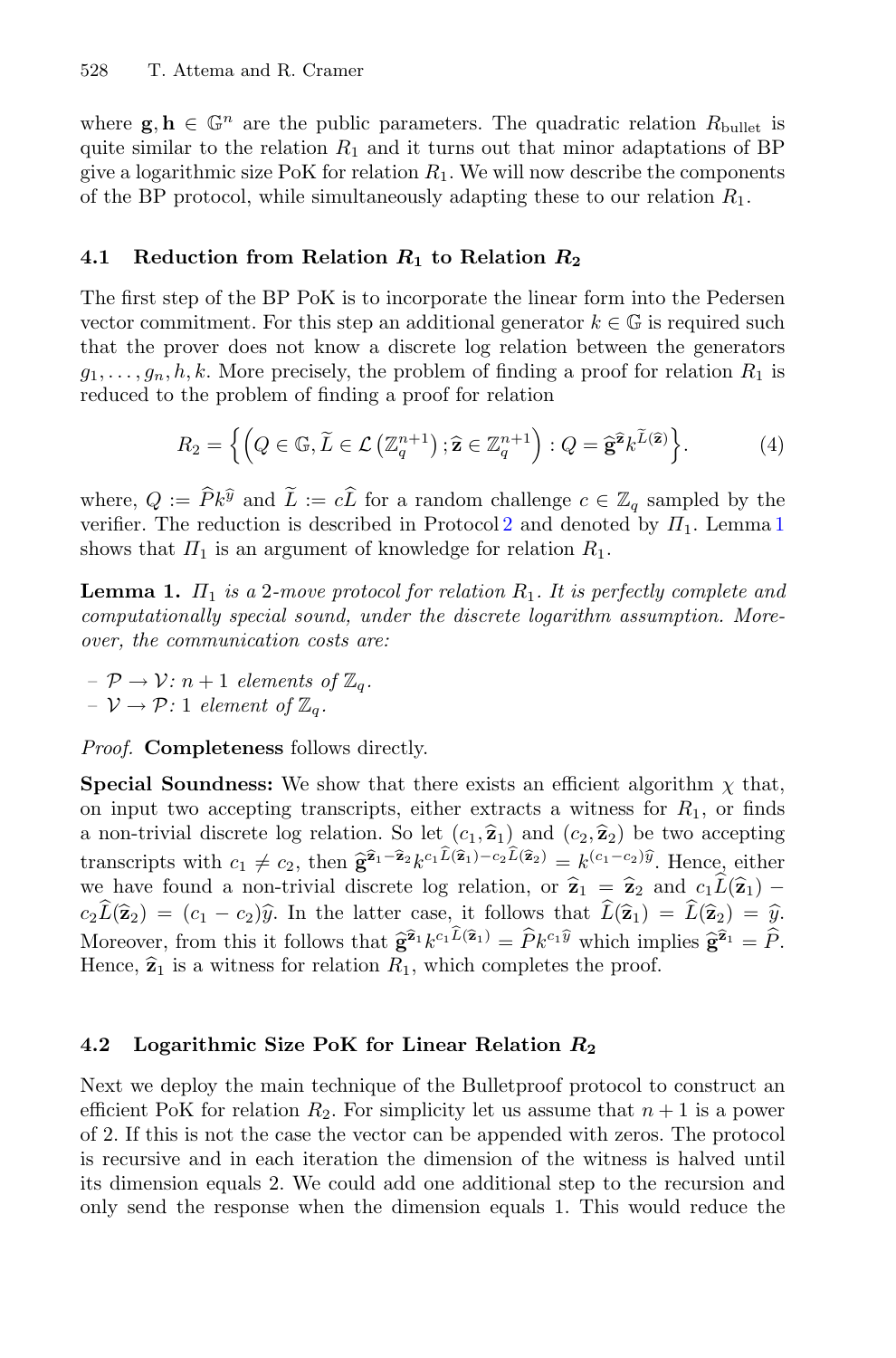where $\mathbf{g}, \mathbf{h} \in \mathbb{G}^n$ are the public parameters. The quadratic relation $R_{\text{bullet}}$ is quite similar to the relation $R_1$ and it turns out that minor adaptations of BP give a logarithmic size PoK for relation $R_1$. We will now describe the components of the BP protocol, while simultaneously adapting these to our relation $R_1$.

### 4.1 Reduction from Relation $R_1$ to Relation $R_2$

The first step of the BP PoK is to incorporate the linear form into the Pedersen vector commitment. For this step an additional generator $k \in \mathbb{G}$ is required such that the prover does not know a discrete log relation between the generators $g_1, \dots, g_n, h, k$. More precisely, the problem of finding a proof for relation $R_1$ is reduced to the problem of finding a proof for relation

$$R_2 = \left\{ \left( Q \in \mathbb{G}, \widetilde{L} \in \mathcal{L}\left(\mathbb{Z}_q^{n+1}\right); \widehat{\mathbf{z}} \in \mathbb{Z}_q^{n+1} \right) : Q = \widehat{\mathbf{g}}^{\widehat{\mathbf{z}}} k^{\widetilde{L}(\widehat{\mathbf{z}})} \right\}. \tag{4}$$

where, $Q := \widehat{P} k^{\widehat{y}}$ and $\widetilde{L} := c\widehat{L}$ for a random challenge $c \in \mathbb{Z}_q$ sampled by the verifier. The reduction is described in Protocol 2 and denoted by $\Pi_1$. Lemma 1 shows that $\Pi_1$ is an argument of knowledge for relation $R_1$.

**Lemma 1.** *$\Pi_1$ is a 2-move protocol for relation $R_1$. It is perfectly complete and computationally special sound, under the discrete logarithm assumption. Moreover, the communication costs are:*

- $\mathcal{P} \to \mathcal{V}$*: $n+1$ elements of $\mathbb{Z}_q$.*
- $\mathcal{V} \to \mathcal{P}$*: 1 element of $\mathbb{Z}_q$.*

*Proof.* **Completeness** follows directly.

**Special Soundness:** We show that there exists an efficient algorithm $\chi$ that, on input two accepting transcripts, either extracts a witness for $R_1$, or finds a non-trivial discrete log relation. So let $(c_1, \widehat{\mathbf{z}}_1)$ and $(c_2, \widehat{\mathbf{z}}_2)$ be two accepting transcripts with $c_1 \neq c_2$, then $\widehat{\mathbf{g}}^{\widehat{\mathbf{z}}_1 - \widehat{\mathbf{z}}_2} k^{c_1 \widehat{L}(\widehat{\mathbf{z}}_1) - c_2 \widehat{L}(\widehat{\mathbf{z}}_2)} = k^{(c_1 - c_2)\widehat{y}}$. Hence, either we have found a non-trivial discrete log relation, or $\widehat{\mathbf{z}}_1 = \widehat{\mathbf{z}}_2$ and $c_1 \widehat{L}(\widehat{\mathbf{z}}_1) - c_2 \widehat{L}(\widehat{\mathbf{z}}_2) = (c_1 - c_2)\widehat{y}$. In the latter case, it follows that $\widehat{L}(\widehat{\mathbf{z}}_1) = \widehat{L}(\widehat{\mathbf{z}}_2) = \widehat{y}$. Moreover, from this it follows that $\widehat{\mathbf{g}}^{\widehat{\mathbf{z}}_1} k^{c_1 \widehat{L}(\widehat{\mathbf{z}}_1)} = \widehat{P} k^{c_1 \widehat{y}}$ which implies $\widehat{\mathbf{g}}^{\widehat{\mathbf{z}}_1} = \widehat{P}$. Hence, $\widehat{\mathbf{z}}_1$ is a witness for relation $R_1$, which completes the proof.

### 4.2 Logarithmic Size PoK for Linear Relation $R_2$

Next we deploy the main technique of the Bulletproof protocol to construct an efficient PoK for relation $R_2$. For simplicity let us assume that $n+1$ is a power of 2. If this is not the case the vector can be appended with zeros. The protocol is recursive and in each iteration the dimension of the witness is halved until its dimension equals 2. We could add one additional step to the recursion and only send the response when the dimension equals 1. This would reduce the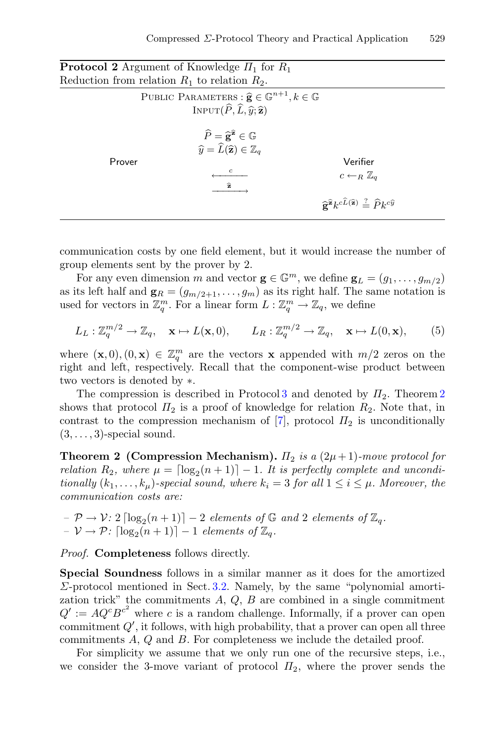**Protocol 2** Argument of Knowledge $\Pi_1$ for $R_1$
Reduction from relation $R_1$ to relation $R_2$.

PUBLIC PARAMETERS : $\widehat{\mathbf{g}} \in \mathbb{G}^{n+1}, k \in \mathbb{G}$
INPUT$(\widehat{P}, \widehat{L}, \widehat{y}; \widehat{\mathbf{z}})$

$$\widehat{P} = \widehat{\mathbf{g}}^{\widehat{\mathbf{z}}} \in \mathbb{G}$$
$$\widehat{y} = \widehat{L}(\widehat{\mathbf{z}}) \in \mathbb{Z}_q$$

| Prover | | Verifier |
|---|---|---|
| | $\xleftarrow{\quad c \quad}$ | $c \leftarrow_R \mathbb{Z}_q$ |
| | $\xrightarrow{\quad \widehat{\mathbf{z}} \quad}$ | |
| | | $\widehat{\mathbf{g}}^{\widehat{\mathbf{z}}} k^{c\widehat{L}(\widehat{\mathbf{z}})} \stackrel{?}{=} \widehat{P} k^{c\widehat{y}}$ |

communication costs by one field element, but it would increase the number of group elements sent by the prover by 2.

For any even dimension $m$ and vector $\mathbf{g} \in \mathbb{G}^m$, we define $\mathbf{g}_L = (g_1, \dots, g_{m/2})$ as its left half and $\mathbf{g}_R = (g_{m/2+1}, \dots, g_m)$ as its right half. The same notation is used for vectors in $\mathbb{Z}_q^m$. For a linear form $L : \mathbb{Z}_q^m \to \mathbb{Z}_q$, we define

$$L_L : \mathbb{Z}_q^{m/2} \to \mathbb{Z}_q, \quad \mathbf{x} \mapsto L(\mathbf{x}, 0), \qquad L_R : \mathbb{Z}_q^{m/2} \to \mathbb{Z}_q, \quad \mathbf{x} \mapsto L(0, \mathbf{x}), \tag{5}$$

where $(\mathbf{x}, 0), (0, \mathbf{x}) \in \mathbb{Z}_q^m$ are the vectors $\mathbf{x}$ appended with $m/2$ zeros on the right and left, respectively. Recall that the component-wise product between two vectors is denoted by $*$.

The compression is described in Protocol 3 and denoted by $\Pi_2$. Theorem 2 shows that protocol $\Pi_2$ is a proof of knowledge for relation $R_2$. Note that, in contrast to the compression mechanism of [7], protocol $\Pi_2$ is unconditionally $(3, \dots, 3)$-special sound.

**Theorem 2 (Compression Mechanism).** *$\Pi_2$ is a $(2\mu+1)$-move protocol for relation $R_2$, where $\mu = \lceil \log_2(n+1) \rceil - 1$. It is perfectly complete and unconditionally $(k_1, \dots, k_\mu)$-special sound, where $k_i = 3$ for all $1 \le i \le \mu$. Moreover, the communication costs are:*

- *$\mathcal{P} \to \mathcal{V}$: $2 \lceil \log_2(n+1) \rceil - 2$ elements of $\mathbb{G}$ and $2$ elements of $\mathbb{Z}_q$.*
- *$\mathcal{V} \to \mathcal{P}$: $\lceil \log_2(n+1) \rceil - 1$ elements of $\mathbb{Z}_q$.*

*Proof.* **Completeness** follows directly.

**Special Soundness** follows in a similar manner as it does for the amortized $\Sigma$-protocol mentioned in Sect. 3.2. Namely, by the same "polynomial amortization trick" the commitments $A$, $Q$, $B$ are combined in a single commitment $Q' := AQ^cB^{c^2}$ where $c$ is a random challenge. Informally, if a prover can open commitment $Q'$, it follows, with high probability, that a prover can open all three commitments $A$, $Q$ and $B$. For completeness we include the detailed proof.

For simplicity we assume that we only run one of the recursive steps, i.e., we consider the 3-move variant of protocol $\Pi_2$, where the prover sends the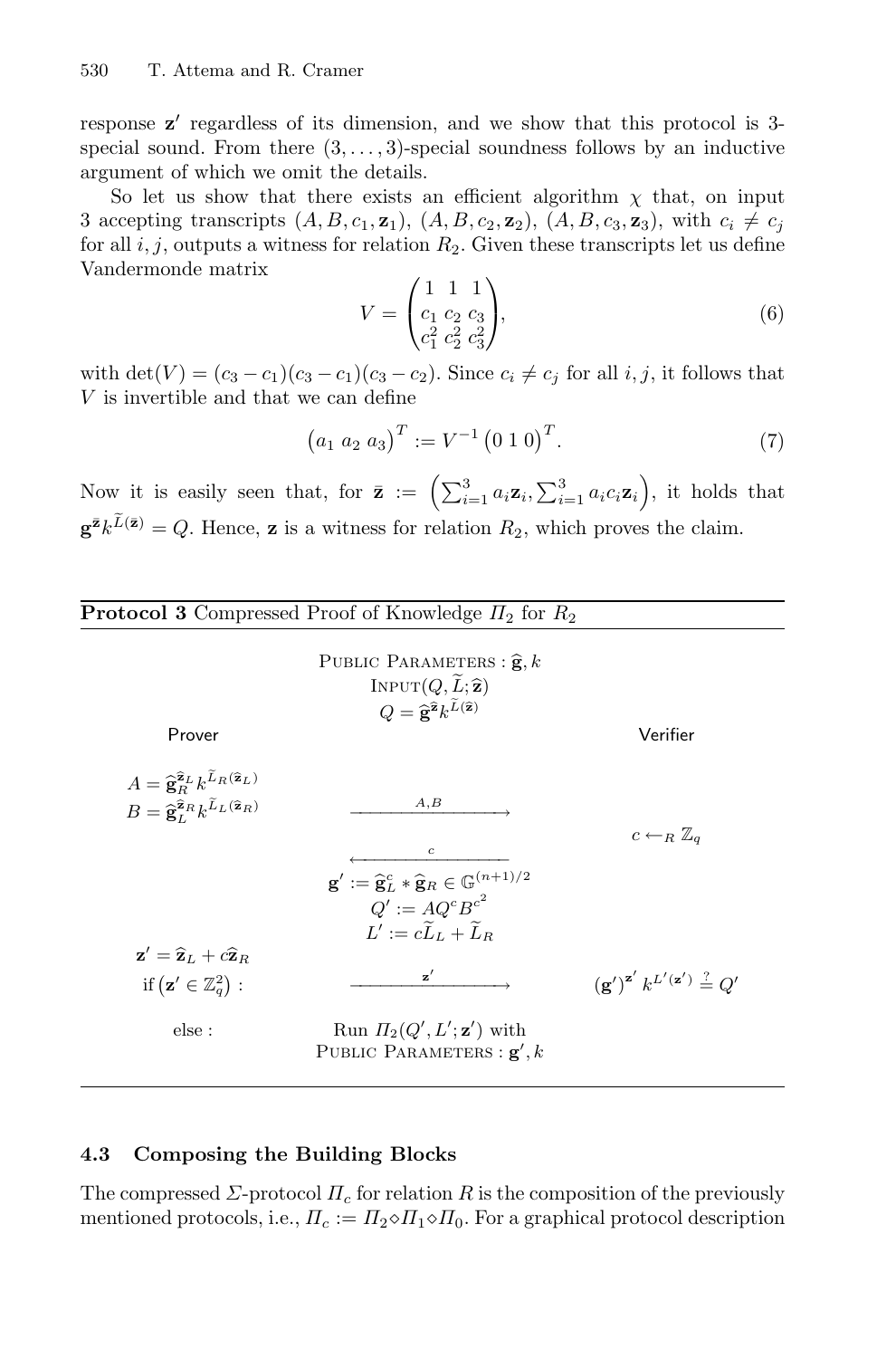response $\mathbf{z}'$ regardless of its dimension, and we show that this protocol is 3-special sound. From there $(3,\dots,3)$-special soundness follows by an inductive argument of which we omit the details.

So let us show that there exists an efficient algorithm $\chi$ that, on input 3 accepting transcripts $(A, B, c_1, \mathbf{z}_1)$, $(A, B, c_2, \mathbf{z}_2)$, $(A, B, c_3, \mathbf{z}_3)$, with $c_i \neq c_j$ for all $i, j$, outputs a witness for relation $R_2$. Given these transcripts let us define Vandermonde matrix

$$V = \begin{pmatrix} 1 & 1 & 1 \\ c_1 & c_2 & c_3 \\ c_1^2 & c_2^2 & c_3^2 \end{pmatrix}, \tag{6}$$

with $\det(V) = (c_3 - c_1)(c_3 - c_1)(c_3 - c_2)$. Since $c_i \neq c_j$ for all $i, j$, it follows that $V$ is invertible and that we can define

$$\begin{pmatrix} a_1 & a_2 & a_3 \end{pmatrix}^T := V^{-1} \begin{pmatrix} 0 & 1 & 0 \end{pmatrix}^T. \tag{7}$$

Now it is easily seen that, for $\bar{\mathbf{z}} := \left(\sum_{i=1}^3 a_i \mathbf{z}_i, \sum_{i=1}^3 a_i c_i \mathbf{z}_i\right)$, it holds that $\mathbf{g}^{\bar{\mathbf{z}}} k^{\widetilde{L}(\bar{\mathbf{z}})} = Q$. Hence, $\mathbf{z}$ is a witness for relation $R_2$, which proves the claim.

---

**Protocol 3** Compressed Proof of Knowledge $\Pi_2$ for $R_2$

---

PUBLIC PARAMETERS : $\widehat{\mathbf{g}}, k$

INPUT$(Q, \widetilde{L}; \widehat{\mathbf{z}})$

$Q = \widehat{\mathbf{g}}^{\widehat{\mathbf{z}}} k^{\widetilde{L}(\widehat{\mathbf{z}})}$

| Prover | | Verifier |
|---|---|---|
| $A = \widehat{\mathbf{g}}_R^{\widehat{\mathbf{z}}_L} k^{\widetilde{L}_R(\widehat{\mathbf{z}}_L)}$ <br> $B = \widehat{\mathbf{g}}_L^{\widehat{\mathbf{z}}_R} k^{\widetilde{L}_L(\widehat{\mathbf{z}}_R)}$ | $\xrightarrow{A,B}$ | |
| | | $c \leftarrow_R \mathbb{Z}_q$ |
| | $\xleftarrow{c}$ | |
| | $\mathbf{g}' := \widehat{\mathbf{g}}_L^c * \widehat{\mathbf{g}}_R \in \mathbb{G}^{(n+1)/2}$ <br> $Q' := A Q^c B^{c^2}$ <br> $L' := c\widetilde{L}_L + \widetilde{L}_R$ | |
| $\mathbf{z}' = \widehat{\mathbf{z}}_L + c\widehat{\mathbf{z}}_R$ <br> if $(\mathbf{z}' \in \mathbb{Z}_q^2)$ : | $\xrightarrow{\mathbf{z}'}$ | $(\mathbf{g}')^{\mathbf{z}'} k^{L'(\mathbf{z}')} \stackrel{?}{=} Q'$ |
| else : | Run $\Pi_2(Q', L'; \mathbf{z}')$ with <br> PUBLIC PARAMETERS : $\mathbf{g}', k$ | |

---

### 4.3 Composing the Building Blocks

The compressed $\Sigma$-protocol $\Pi_c$ for relation $R$ is the composition of the previously mentioned protocols, i.e., $\Pi_c := \Pi_2 \diamond \Pi_1 \diamond \Pi_0$. For a graphical protocol description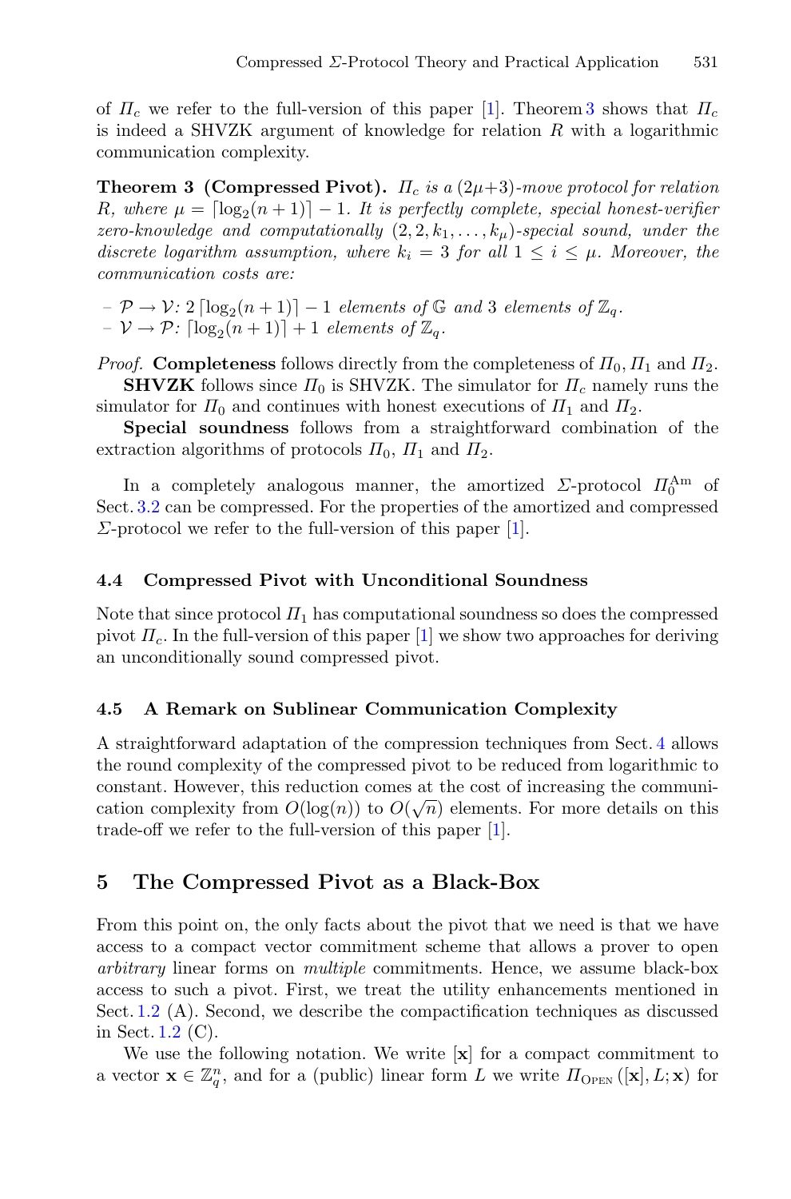of $\Pi_c$ we refer to the full-version of this paper [1]. Theorem 3 shows that $\Pi_c$ is indeed a SHVZK argument of knowledge for relation $R$ with a logarithmic communication complexity.

**Theorem 3 (Compressed Pivot).** *$\Pi_c$ is a $(2\mu+3)$-move protocol for relation $R$, where $\mu = \lceil \log_2(n+1) \rceil - 1$. It is perfectly complete, special honest-verifier zero-knowledge and computationally $(2, 2, k_1, \ldots, k_\mu)$-special sound, under the discrete logarithm assumption, where $k_i = 3$ for all $1 \leq i \leq \mu$. Moreover, the communication costs are:*

- *$\mathcal{P} \rightarrow \mathcal{V}$: $2 \lceil \log_2(n+1) \rceil - 1$ elements of $\mathbb{G}$ and 3 elements of $\mathbb{Z}_q$.*
- *$\mathcal{V} \rightarrow \mathcal{P}$: $\lceil \log_2(n+1) \rceil + 1$ elements of $\mathbb{Z}_q$.*

*Proof.* **Completeness** follows directly from the completeness of $\Pi_0, \Pi_1$ and $\Pi_2$.

**SHVZK** follows since $\Pi_0$ is SHVZK. The simulator for $\Pi_c$ namely runs the simulator for $\Pi_0$ and continues with honest executions of $\Pi_1$ and $\Pi_2$.

**Special soundness** follows from a straightforward combination of the extraction algorithms of protocols $\Pi_0$, $\Pi_1$ and $\Pi_2$.

In a completely analogous manner, the amortized $\Sigma$-protocol $\Pi_0^{\mathrm{Am}}$ of Sect. 3.2 can be compressed. For the properties of the amortized and compressed $\Sigma$-protocol we refer to the full-version of this paper [1].

### 4.4 Compressed Pivot with Unconditional Soundness

Note that since protocol $\Pi_1$ has computational soundness so does the compressed pivot $\Pi_c$. In the full-version of this paper [1] we show two approaches for deriving an unconditionally sound compressed pivot.

### 4.5 A Remark on Sublinear Communication Complexity

A straightforward adaptation of the compression techniques from Sect. 4 allows the round complexity of the compressed pivot to be reduced from logarithmic to constant. However, this reduction comes at the cost of increasing the communication complexity from $O(\log(n))$ to $O(\sqrt{n})$ elements. For more details on this trade-off we refer to the full-version of this paper [1].

## 5 The Compressed Pivot as a Black-Box

From this point on, the only facts about the pivot that we need is that we have access to a compact vector commitment scheme that allows a prover to open *arbitrary* linear forms on *multiple* commitments. Hence, we assume black-box access to such a pivot. First, we treat the utility enhancements mentioned in Sect. 1.2 (A). Second, we describe the compactification techniques as discussed in Sect. 1.2 (C).

We use the following notation. We write $[\mathbf{x}]$ for a compact commitment to a vector $\mathbf{x} \in \mathbb{Z}_q^n$, and for a (public) linear form $L$ we write $\Pi_{\text{OPEN}}([\mathbf{x}], L; \mathbf{x})$ for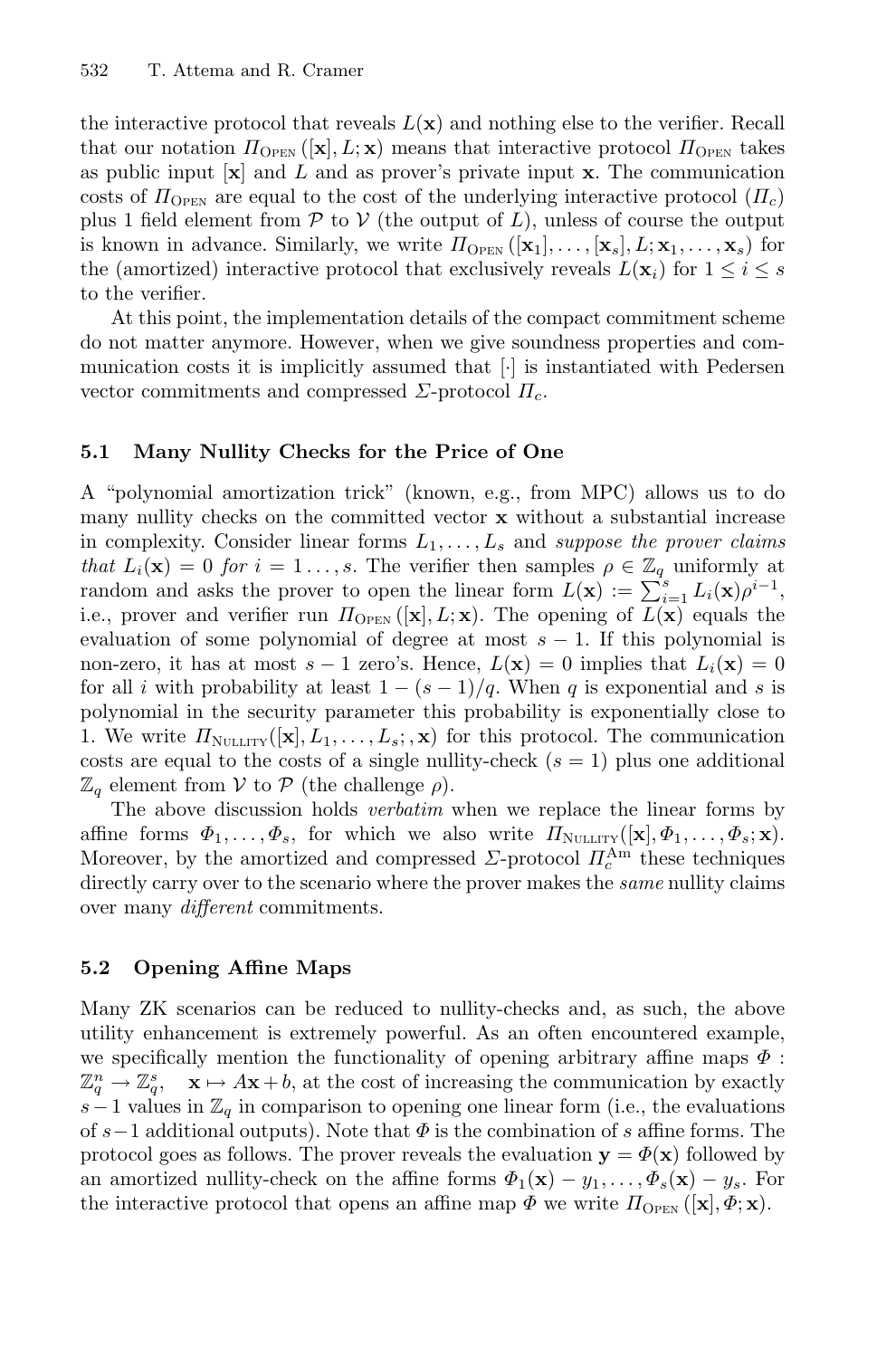the interactive protocol that reveals $L(\mathbf{x})$ and nothing else to the verifier. Recall that our notation $\Pi_{\text{OPEN}}([\mathbf{x}], L; \mathbf{x})$ means that interactive protocol $\Pi_{\text{OPEN}}$ takes as public input $[\mathbf{x}]$ and $L$ and as prover's private input $\mathbf{x}$. The communication costs of $\Pi_{\text{OPEN}}$ are equal to the cost of the underlying interactive protocol ($\Pi_c$) plus 1 field element from $\mathcal{P}$ to $\mathcal{V}$ (the output of $L$), unless of course the output is known in advance. Similarly, we write $\Pi_{\text{OPEN}}([\mathbf{x}_1], \dots, [\mathbf{x}_s], L; \mathbf{x}_1, \dots, \mathbf{x}_s)$ for the (amortized) interactive protocol that exclusively reveals $L(\mathbf{x}_i)$ for $1 \le i \le s$ to the verifier.

At this point, the implementation details of the compact commitment scheme do not matter anymore. However, when we give soundness properties and communication costs it is implicitly assumed that $[\cdot]$ is instantiated with Pedersen vector commitments and compressed $\Sigma$-protocol $\Pi_c$.

### 5.1 Many Nullity Checks for the Price of One

A "polynomial amortization trick" (known, e.g., from MPC) allows us to do many nullity checks on the committed vector $\mathbf{x}$ without a substantial increase in complexity. Consider linear forms $L_1, \dots, L_s$ and *suppose the prover claims that* $L_i(\mathbf{x}) = 0$ *for* $i = 1 \dots, s$. The verifier then samples $\rho \in \mathbb{Z}_q$ uniformly at random and asks the prover to open the linear form $L(\mathbf{x}) := \sum_{i=1}^{s} L_i(\mathbf{x})\rho^{i-1}$, i.e., prover and verifier run $\Pi_{\text{OPEN}}([\mathbf{x}], L; \mathbf{x})$. The opening of $L(\mathbf{x})$ equals the evaluation of some polynomial of degree at most $s-1$. If this polynomial is non-zero, it has at most $s-1$ zero's. Hence, $L(\mathbf{x}) = 0$ implies that $L_i(\mathbf{x}) = 0$ for all $i$ with probability at least $1 - (s-1)/q$. When $q$ is exponential and $s$ is polynomial in the security parameter this probability is exponentially close to 1. We write $\Pi_{\text{NULLITY}}([\mathbf{x}], L_1, \dots, L_s; , \mathbf{x})$ for this protocol. The communication costs are equal to the costs of a single nullity-check ($s = 1$) plus one additional $\mathbb{Z}_q$ element from $\mathcal{V}$ to $\mathcal{P}$ (the challenge $\rho$).

The above discussion holds *verbatim* when we replace the linear forms by affine forms $\Phi_1, \dots, \Phi_s$, for which we also write $\Pi_{\text{NULLITY}}([\mathbf{x}], \Phi_1, \dots, \Phi_s; \mathbf{x})$. Moreover, by the amortized and compressed $\Sigma$-protocol $\Pi_c^{\text{Am}}$ these techniques directly carry over to the scenario where the prover makes the *same* nullity claims over many *different* commitments.

### 5.2 Opening Affine Maps

Many ZK scenarios can be reduced to nullity-checks and, as such, the above utility enhancement is extremely powerful. As an often encountered example, we specifically mention the functionality of opening arbitrary affine maps $\Phi : \mathbb{Z}_q^n \to \mathbb{Z}_q^s, \quad \mathbf{x} \mapsto A\mathbf{x} + b$, at the cost of increasing the communication by exactly $s-1$ values in $\mathbb{Z}_q$ in comparison to opening one linear form (i.e., the evaluations of $s-1$ additional outputs). Note that $\Phi$ is the combination of $s$ affine forms. The protocol goes as follows. The prover reveals the evaluation $\mathbf{y} = \Phi(\mathbf{x})$ followed by an amortized nullity-check on the affine forms $\Phi_1(\mathbf{x}) - y_1, \dots, \Phi_s(\mathbf{x}) - y_s$. For the interactive protocol that opens an affine map $\Phi$ we write $\Pi_{\text{OPEN}}([\mathbf{x}], \Phi; \mathbf{x})$.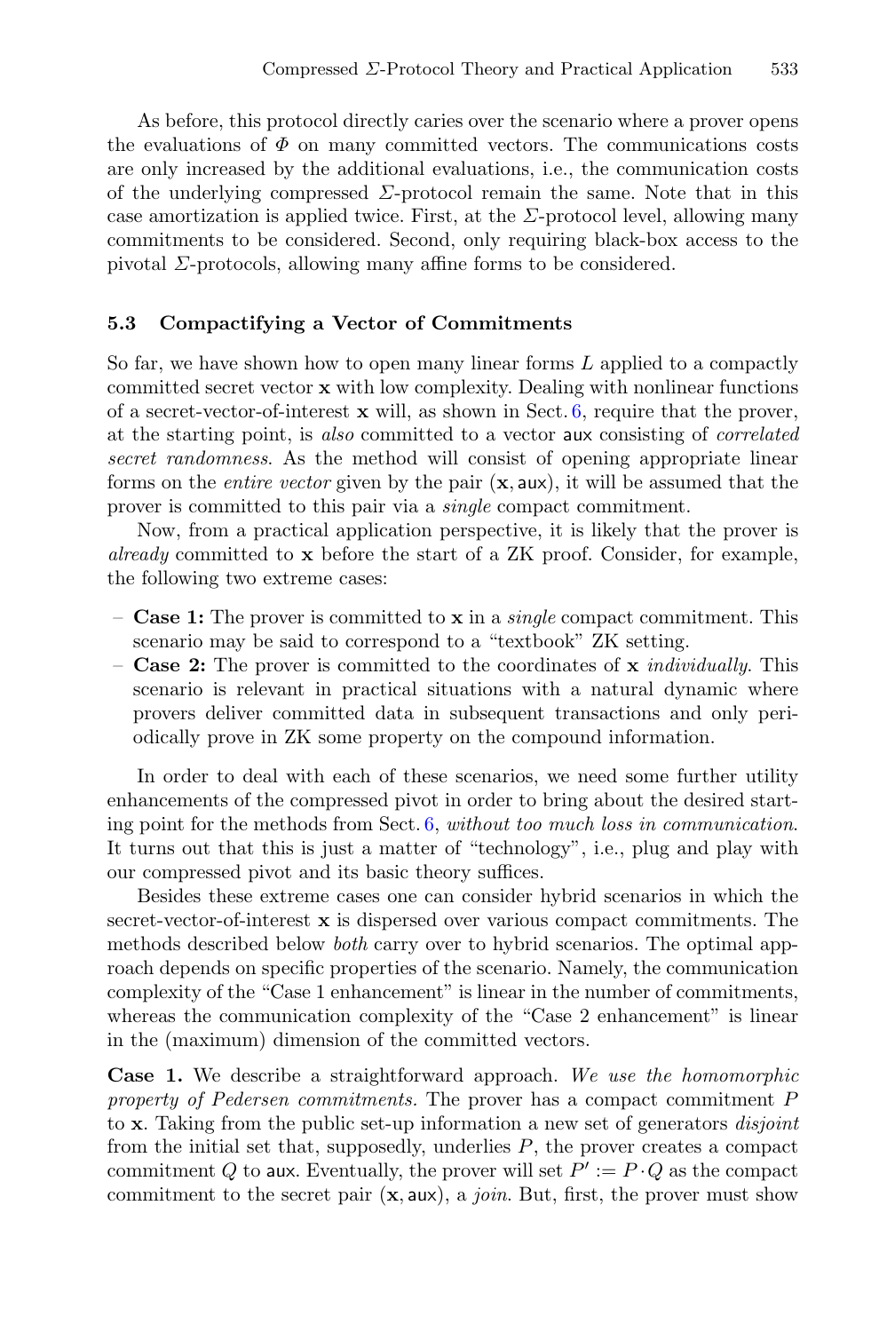As before, this protocol directly caries over the scenario where a prover opens the evaluations of $\Phi$ on many committed vectors. The communications costs are only increased by the additional evaluations, i.e., the communication costs of the underlying compressed $\Sigma$-protocol remain the same. Note that in this case amortization is applied twice. First, at the $\Sigma$-protocol level, allowing many commitments to be considered. Second, only requiring black-box access to the pivotal $\Sigma$-protocols, allowing many affine forms to be considered.

### 5.3 Compactifying a Vector of Commitments

So far, we have shown how to open many linear forms $L$ applied to a compactly committed secret vector $\mathbf{x}$ with low complexity. Dealing with nonlinear functions of a secret-vector-of-interest $\mathbf{x}$ will, as shown in Sect. 6, require that the prover, at the starting point, is *also* committed to a vector $\mathsf{aux}$ consisting of *correlated secret randomness*. As the method will consist of opening appropriate linear forms on the *entire vector* given by the pair $(\mathbf{x}, \mathsf{aux})$, it will be assumed that the prover is committed to this pair via a *single* compact commitment.

Now, from a practical application perspective, it is likely that the prover is *already* committed to $\mathbf{x}$ before the start of a ZK proof. Consider, for example, the following two extreme cases:

- **Case 1:** The prover is committed to $\mathbf{x}$ in a *single* compact commitment. This scenario may be said to correspond to a "textbook" ZK setting.
- **Case 2:** The prover is committed to the coordinates of $\mathbf{x}$ *individually*. This scenario is relevant in practical situations with a natural dynamic where provers deliver committed data in subsequent transactions and only periodically prove in ZK some property on the compound information.

In order to deal with each of these scenarios, we need some further utility enhancements of the compressed pivot in order to bring about the desired starting point for the methods from Sect. 6, *without too much loss in communication*. It turns out that this is just a matter of "technology", i.e., plug and play with our compressed pivot and its basic theory suffices.

Besides these extreme cases one can consider hybrid scenarios in which the secret-vector-of-interest $\mathbf{x}$ is dispersed over various compact commitments. The methods described below *both* carry over to hybrid scenarios. The optimal approach depends on specific properties of the scenario. Namely, the communication complexity of the "Case 1 enhancement" is linear in the number of commitments, whereas the communication complexity of the "Case 2 enhancement" is linear in the (maximum) dimension of the committed vectors.

**Case 1.** We describe a straightforward approach. *We use the homomorphic property of Pedersen commitments.* The prover has a compact commitment $P$ to $\mathbf{x}$. Taking from the public set-up information a new set of generators *disjoint* from the initial set that, supposedly, underlies $P$, the prover creates a compact commitment $Q$ to $\mathsf{aux}$. Eventually, the prover will set $P' := P \cdot Q$ as the compact commitment to the secret pair $(\mathbf{x}, \mathsf{aux})$, a *join*. But, first, the prover must show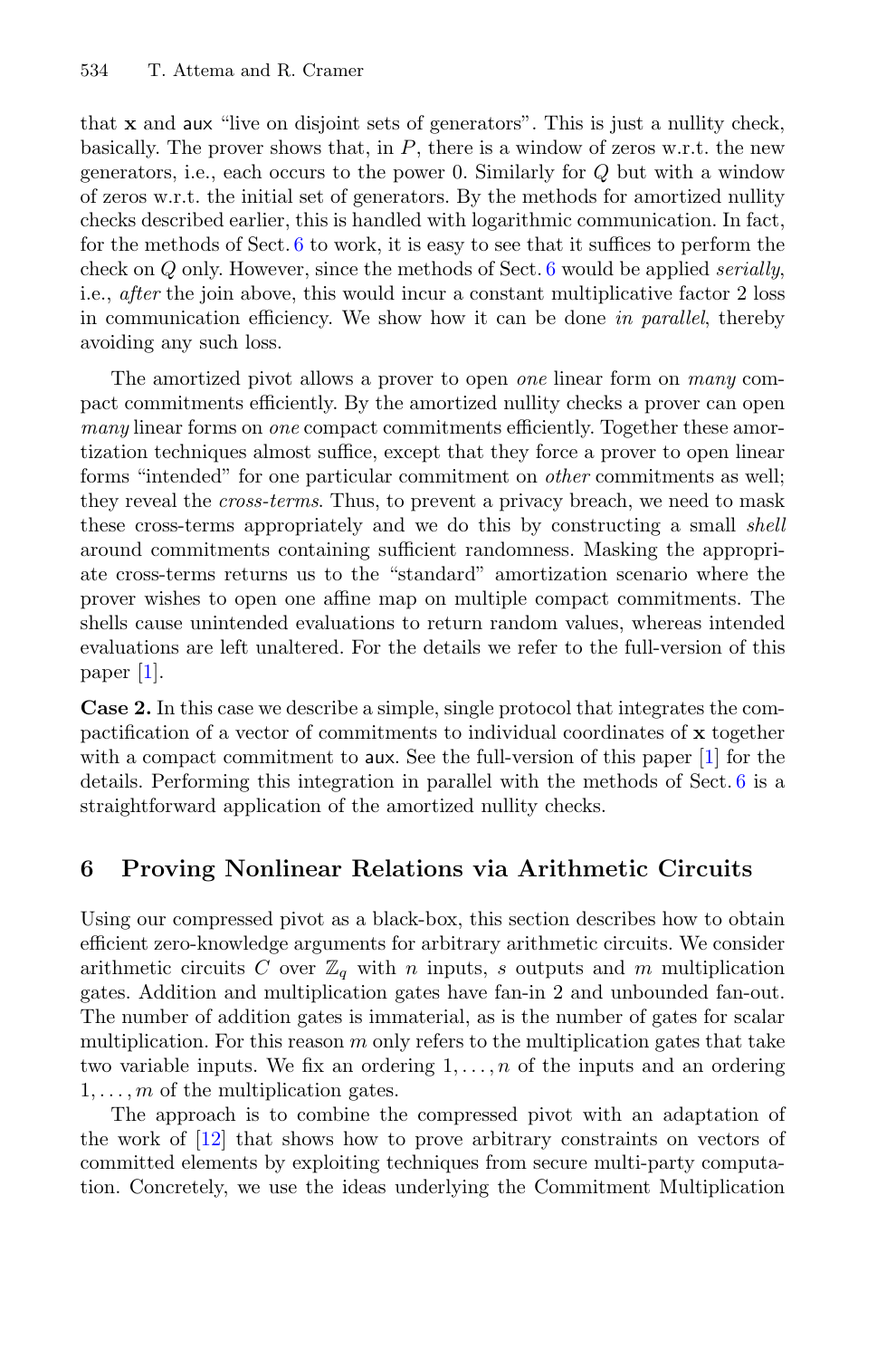that $\mathbf{x}$ and $\mathsf{aux}$ "live on disjoint sets of generators". This is just a nullity check, basically. The prover shows that, in $P$, there is a window of zeros w.r.t. the new generators, i.e., each occurs to the power 0. Similarly for $Q$ but with a window of zeros w.r.t. the initial set of generators. By the methods for amortized nullity checks described earlier, this is handled with logarithmic communication. In fact, for the methods of Sect. 6 to work, it is easy to see that it suffices to perform the check on $Q$ only. However, since the methods of Sect. 6 would be applied *serially*, i.e., *after* the join above, this would incur a constant multiplicative factor 2 loss in communication efficiency. We show how it can be done *in parallel*, thereby avoiding any such loss.

The amortized pivot allows a prover to open *one* linear form on *many* compact commitments efficiently. By the amortized nullity checks a prover can open *many* linear forms on *one* compact commitments efficiently. Together these amortization techniques almost suffice, except that they force a prover to open linear forms "intended" for one particular commitment on *other* commitments as well; they reveal the *cross-terms*. Thus, to prevent a privacy breach, we need to mask these cross-terms appropriately and we do this by constructing a small *shell* around commitments containing sufficient randomness. Masking the appropriate cross-terms returns us to the "standard" amortization scenario where the prover wishes to open one affine map on multiple compact commitments. The shells cause unintended evaluations to return random values, whereas intended evaluations are left unaltered. For the details we refer to the full-version of this paper [1].

**Case 2.** In this case we describe a simple, single protocol that integrates the compactification of a vector of commitments to individual coordinates of $\mathbf{x}$ together with a compact commitment to $\mathsf{aux}$. See the full-version of this paper [1] for the details. Performing this integration in parallel with the methods of Sect. 6 is a straightforward application of the amortized nullity checks.

## 6 Proving Nonlinear Relations via Arithmetic Circuits

Using our compressed pivot as a black-box, this section describes how to obtain efficient zero-knowledge arguments for arbitrary arithmetic circuits. We consider arithmetic circuits $C$ over $\mathbb{Z}_q$ with $n$ inputs, $s$ outputs and $m$ multiplication gates. Addition and multiplication gates have fan-in 2 and unbounded fan-out. The number of addition gates is immaterial, as is the number of gates for scalar multiplication. For this reason $m$ only refers to the multiplication gates that take two variable inputs. We fix an ordering $1, \dots, n$ of the inputs and an ordering $1, \dots, m$ of the multiplication gates.

The approach is to combine the compressed pivot with an adaptation of the work of [12] that shows how to prove arbitrary constraints on vectors of committed elements by exploiting techniques from secure multi-party computation. Concretely, we use the ideas underlying the Commitment Multiplication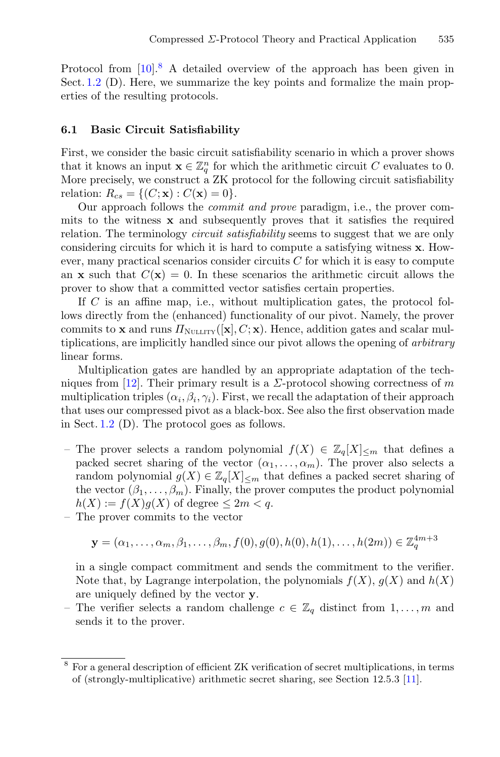Protocol from [10].[8] A detailed overview of the approach has been given in Sect. 1.2 (D). Here, we summarize the key points and formalize the main properties of the resulting protocols.

### 6.1 Basic Circuit Satisfiability

First, we consider the basic circuit satisfiability scenario in which a prover shows that it knows an input $\mathbf{x} \in \mathbb{Z}_q^n$ for which the arithmetic circuit $C$ evaluates to 0. More precisely, we construct a ZK protocol for the following circuit satisfiability relation: $R_{cs} = \{(C; \mathbf{x}) : C(\mathbf{x}) = 0\}$.

Our approach follows the *commit and prove* paradigm, i.e., the prover commits to the witness $\mathbf{x}$ and subsequently proves that it satisfies the required relation. The terminology *circuit satisfiability* seems to suggest that we are only considering circuits for which it is hard to compute a satisfying witness $\mathbf{x}$. However, many practical scenarios consider circuits $C$ for which it is easy to compute an $\mathbf{x}$ such that $C(\mathbf{x}) = 0$. In these scenarios the arithmetic circuit allows the prover to show that a committed vector satisfies certain properties.

If $C$ is an affine map, i.e., without multiplication gates, the protocol follows directly from the (enhanced) functionality of our pivot. Namely, the prover commits to $\mathbf{x}$ and runs $\Pi_{\text{NULLITY}}([\mathbf{x}], C; \mathbf{x})$. Hence, addition gates and scalar multiplications, are implicitly handled since our pivot allows the opening of *arbitrary* linear forms.

Multiplication gates are handled by an appropriate adaptation of the techniques from [12]. Their primary result is a $\Sigma$-protocol showing correctness of $m$ multiplication triples $(\alpha_i, \beta_i, \gamma_i)$. First, we recall the adaptation of their approach that uses our compressed pivot as a black-box. See also the first observation made in Sect. 1.2 (D). The protocol goes as follows.

- The prover selects a random polynomial $f(X) \in \mathbb{Z}_q[X]_{\leq m}$ that defines a packed secret sharing of the vector $(\alpha_1, \dots, \alpha_m)$. The prover also selects a random polynomial $g(X) \in \mathbb{Z}_q[X]_{\leq m}$ that defines a packed secret sharing of the vector $(\beta_1, \dots, \beta_m)$. Finally, the prover computes the product polynomial $h(X) := f(X)g(X)$ of degree $\leq 2m < q$.
- The prover commits to the vector

$$\mathbf{y} = (\alpha_1, \dots, \alpha_m, \beta_1, \dots, \beta_m, f(0), g(0), h(0), h(1), \dots, h(2m)) \in \mathbb{Z}_q^{4m+3}$$

  in a single compact commitment and sends the commitment to the verifier. Note that, by Lagrange interpolation, the polynomials $f(X)$, $g(X)$ and $h(X)$ are uniquely defined by the vector $\mathbf{y}$.
- The verifier selects a random challenge $c \in \mathbb{Z}_q$ distinct from $1, \dots, m$ and sends it to the prover.

[8] For a general description of efficient ZK verification of secret multiplications, in terms of (strongly-multiplicative) arithmetic secret sharing, see Section 12.5.3 [11].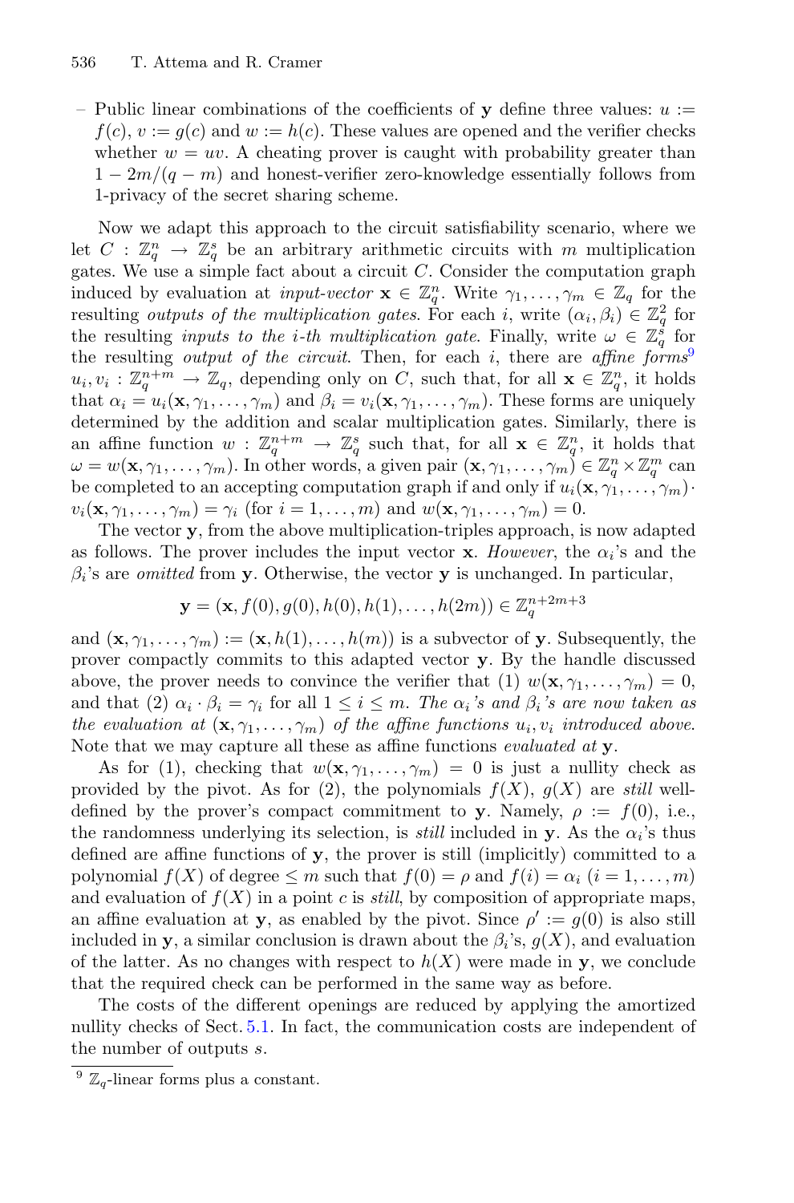– Public linear combinations of the coefficients of $\mathbf{y}$ define three values: $u := f(c)$, $v := g(c)$ and $w := h(c)$. These values are opened and the verifier checks whether $w = uv$. A cheating prover is caught with probability greater than $1 - 2m/(q - m)$ and honest-verifier zero-knowledge essentially follows from 1-privacy of the secret sharing scheme.

Now we adapt this approach to the circuit satisfiability scenario, where we let $C : \mathbb{Z}_q^n \to \mathbb{Z}_q^s$ be an arbitrary arithmetic circuits with $m$ multiplication gates. We use a simple fact about a circuit $C$. Consider the computation graph induced by evaluation at *input-vector* $\mathbf{x} \in \mathbb{Z}_q^n$. Write $\gamma_1, \dots, \gamma_m \in \mathbb{Z}_q$ for the resulting *outputs of the multiplication gates*. For each $i$, write $(\alpha_i, \beta_i) \in \mathbb{Z}_q^2$ for the resulting *inputs to the i-th multiplication gate*. Finally, write $\omega \in \mathbb{Z}_q^s$ for the resulting *output of the circuit*. Then, for each $i$, there are *affine forms*[9] $u_i, v_i : \mathbb{Z}_q^{n+m} \to \mathbb{Z}_q$, depending only on $C$, such that, for all $\mathbf{x} \in \mathbb{Z}_q^n$, it holds that $\alpha_i = u_i(\mathbf{x}, \gamma_1, \dots, \gamma_m)$ and $\beta_i = v_i(\mathbf{x}, \gamma_1, \dots, \gamma_m)$. These forms are uniquely determined by the addition and scalar multiplication gates. Similarly, there is an affine function $w : \mathbb{Z}_q^{n+m} \to \mathbb{Z}_q^s$ such that, for all $\mathbf{x} \in \mathbb{Z}_q^n$, it holds that $\omega = w(\mathbf{x}, \gamma_1, \dots, \gamma_m)$. In other words, a given pair $(\mathbf{x}, \gamma_1, \dots, \gamma_m) \in \mathbb{Z}_q^n \times \mathbb{Z}_q^m$ can be completed to an accepting computation graph if and only if $u_i(\mathbf{x}, \gamma_1, \dots, \gamma_m) \cdot v_i(\mathbf{x}, \gamma_1, \dots, \gamma_m) = \gamma_i$ (for $i = 1, \dots, m$) and $w(\mathbf{x}, \gamma_1, \dots, \gamma_m) = 0$.

The vector $\mathbf{y}$, from the above multiplication-triples approach, is now adapted as follows. The prover includes the input vector $\mathbf{x}$. *However*, the $\alpha_i$'s and the $\beta_i$'s are *omitted* from $\mathbf{y}$. Otherwise, the vector $\mathbf{y}$ is unchanged. In particular,

$$\mathbf{y} = (\mathbf{x}, f(0), g(0), h(0), h(1), \dots, h(2m)) \in \mathbb{Z}_q^{n+2m+3}$$

and $(\mathbf{x}, \gamma_1, \dots, \gamma_m) := (\mathbf{x}, h(1), \dots, h(m))$ is a subvector of $\mathbf{y}$. Subsequently, the prover compactly commits to this adapted vector $\mathbf{y}$. By the handle discussed above, the prover needs to convince the verifier that (1) $w(\mathbf{x}, \gamma_1, \dots, \gamma_m) = 0$, and that (2) $\alpha_i \cdot \beta_i = \gamma_i$ for all $1 \leq i \leq m$. *The $\alpha_i$'s and $\beta_i$'s are now taken as the evaluation at $(\mathbf{x}, \gamma_1, \dots, \gamma_m)$ of the affine functions $u_i, v_i$ introduced above.* Note that we may capture all these as affine functions *evaluated at* $\mathbf{y}$.

As for (1), checking that $w(\mathbf{x}, \gamma_1, \dots, \gamma_m) = 0$ is just a nullity check as provided by the pivot. As for (2), the polynomials $f(X)$, $g(X)$ are *still* well-defined by the prover's compact commitment to $\mathbf{y}$. Namely, $\rho := f(0)$, i.e., the randomness underlying its selection, is *still* included in $\mathbf{y}$. As the $\alpha_i$'s thus defined are affine functions of $\mathbf{y}$, the prover is still (implicitly) committed to a polynomial $f(X)$ of degree $\leq m$ such that $f(0) = \rho$ and $f(i) = \alpha_i$ $(i = 1, \dots, m)$ and evaluation of $f(X)$ in a point $c$ is *still*, by composition of appropriate maps, an affine evaluation at $\mathbf{y}$, as enabled by the pivot. Since $\rho' := g(0)$ is also still included in $\mathbf{y}$, a similar conclusion is drawn about the $\beta_i$'s, $g(X)$, and evaluation of the latter. As no changes with respect to $h(X)$ were made in $\mathbf{y}$, we conclude that the required check can be performed in the same way as before.

The costs of the different openings are reduced by applying the amortized nullity checks of Sect. 5.1. In fact, the communication costs are independent of the number of outputs $s$.

[9] $\mathbb{Z}_q$-linear forms plus a constant.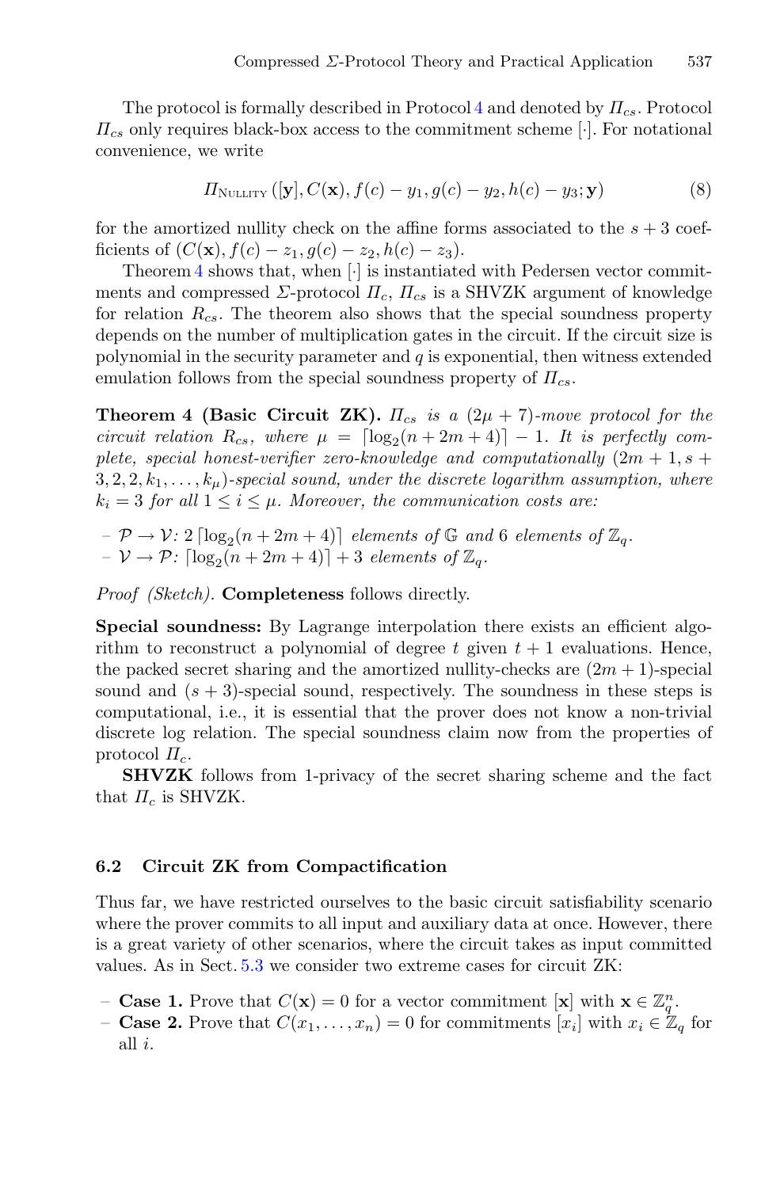The protocol is formally described in Protocol 4 and denoted by $\Pi_{cs}$. Protocol $\Pi_{cs}$ only requires black-box access to the commitment scheme $[\cdot]$. For notational convenience, we write

$$\Pi_{\text{NULLITY}}\left([\mathbf{y}], C(\mathbf{x}), f(c) - y_1, g(c) - y_2, h(c) - y_3; \mathbf{y}\right) \tag{8}$$

for the amortized nullity check on the affine forms associated to the $s+3$ coefficients of $(C(\mathbf{x}), f(c) - z_1, g(c) - z_2, h(c) - z_3)$.

Theorem 4 shows that, when $[\cdot]$ is instantiated with Pedersen vector commitments and compressed $\Sigma$-protocol $\Pi_c$, $\Pi_{cs}$ is a SHVZK argument of knowledge for relation $R_{cs}$. The theorem also shows that the special soundness property depends on the number of multiplication gates in the circuit. If the circuit size is polynomial in the security parameter and $q$ is exponential, then witness extended emulation follows from the special soundness property of $\Pi_{cs}$.

**Theorem 4 (Basic Circuit ZK).** *$\Pi_{cs}$ is a $(2\mu + 7)$-move protocol for the circuit relation $R_{cs}$, where $\mu = \lceil \log_2(n + 2m + 4) \rceil - 1$. It is perfectly complete, special honest-verifier zero-knowledge and computationally $(2m + 1, s + 3, 2, 2, k_1, \dots, k_\mu)$-special sound, under the discrete logarithm assumption, where $k_i = 3$ for all $1 \leq i \leq \mu$. Moreover, the communication costs are:*

- $\mathcal{P} \to \mathcal{V}$: $2\lceil \log_2(n + 2m + 4) \rceil$ *elements of* $\mathbb{G}$ *and* $6$ *elements of* $\mathbb{Z}_q$.
- $\mathcal{V} \to \mathcal{P}$: $\lceil \log_2(n + 2m + 4) \rceil + 3$ *elements of* $\mathbb{Z}_q$.

*Proof (Sketch).* **Completeness** follows directly.

**Special soundness:** By Lagrange interpolation there exists an efficient algorithm to reconstruct a polynomial of degree $t$ given $t + 1$ evaluations. Hence, the packed secret sharing and the amortized nullity-checks are $(2m + 1)$-special sound and $(s + 3)$-special sound, respectively. The soundness in these steps is computational, i.e., it is essential that the prover does not know a non-trivial discrete log relation. The special soundness claim now from the properties of protocol $\Pi_c$.

**SHVZK** follows from 1-privacy of the secret sharing scheme and the fact that $\Pi_c$ is SHVZK.

### 6.2 Circuit ZK from Compactification

Thus far, we have restricted ourselves to the basic circuit satisfiability scenario where the prover commits to all input and auxiliary data at once. However, there is a great variety of other scenarios, where the circuit takes as input committed values. As in Sect. 5.3 we consider two extreme cases for circuit ZK:

- **Case 1.** Prove that $C(\mathbf{x}) = 0$ for a vector commitment $[\mathbf{x}]$ with $\mathbf{x} \in \mathbb{Z}_q^n$.
- **Case 2.** Prove that $C(x_1, \dots, x_n) = 0$ for commitments $[x_i]$ with $x_i \in \mathbb{Z}_q$ for all $i$.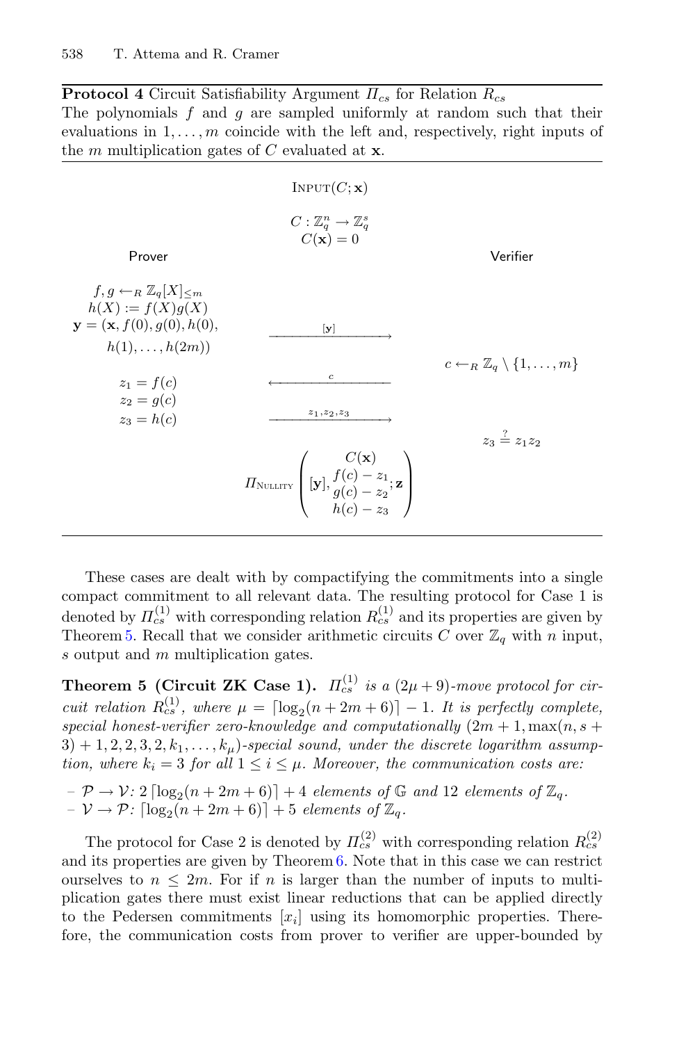**Protocol 4** Circuit Satisfiability Argument $\Pi_{cs}$ for Relation $R_{cs}$
The polynomials $f$ and $g$ are sampled uniformly at random such that their evaluations in $1, \ldots, m$ coincide with the left and, respectively, right inputs of the $m$ multiplication gates of $C$ evaluated at $\mathbf{x}$.

$$\text{INPUT}(C; \mathbf{x})$$

$$C : \mathbb{Z}_q^n \to \mathbb{Z}_q^s$$
$$C(\mathbf{x}) = 0$$

| Prover | | Verifier |
|---|---|---|
| $f, g \leftarrow_R \mathbb{Z}_q[X]_{\leq m}$ <br> $h(X) := f(X)g(X)$ <br> $\mathbf{y} = (\mathbf{x}, f(0), g(0), h(0), h(1), \ldots, h(2m))$ | $\xrightarrow{[\mathbf{y}]}$ | |
| | | $c \leftarrow_R \mathbb{Z}_q \setminus \{1, \ldots, m\}$ |
| $z_1 = f(c)$ <br> $z_2 = g(c)$ | $\xleftarrow{c}$ | |
| $z_3 = h(c)$ | $\xrightarrow{z_1, z_2, z_3}$ | |
| | | $z_3 \stackrel{?}{=} z_1 z_2$ |

$$\Pi_{\text{NULLITY}}\left([\mathbf{y}], \begin{matrix} C(\mathbf{x}) \\ f(c) - z_1 \\ g(c) - z_2 \\ h(c) - z_3 \end{matrix}; \mathbf{z}\right)$$

These cases are dealt with by compactifying the commitments into a single compact commitment to all relevant data. The resulting protocol for Case 1 is denoted by $\Pi_{cs}^{(1)}$ with corresponding relation $R_{cs}^{(1)}$ and its properties are given by Theorem 5. Recall that we consider arithmetic circuits $C$ over $\mathbb{Z}_q$ with $n$ input, $s$ output and $m$ multiplication gates.

**Theorem 5 (Circuit ZK Case 1).** *$\Pi_{cs}^{(1)}$ is a $(2\mu + 9)$-move protocol for circuit relation $R_{cs}^{(1)}$, where $\mu = \lceil \log_2(n + 2m + 6) \rceil - 1$. It is perfectly complete, special honest-verifier zero-knowledge and computationally $(2m + 1, \max(n, s + 3) + 1, 2, 2, 3, 2, k_1, \ldots, k_\mu)$-special sound, under the discrete logarithm assumption, where $k_i = 3$ for all $1 \leq i \leq \mu$. Moreover, the communication costs are:*

- *$\mathcal{P} \to \mathcal{V}$: $2 \lceil \log_2(n + 2m + 6) \rceil + 4$ elements of $\mathbb{G}$ and 12 elements of $\mathbb{Z}_q$.*
- *$\mathcal{V} \to \mathcal{P}$: $\lceil \log_2(n + 2m + 6) \rceil + 5$ elements of $\mathbb{Z}_q$.*

The protocol for Case 2 is denoted by $\Pi_{cs}^{(2)}$ with corresponding relation $R_{cs}^{(2)}$ and its properties are given by Theorem 6. Note that in this case we can restrict ourselves to $n \leq 2m$. For if $n$ is larger than the number of inputs to multiplication gates there must exist linear reductions that can be applied directly to the Pedersen commitments $[x_i]$ using its homomorphic properties. Therefore, the communication costs from prover to verifier are upper-bounded by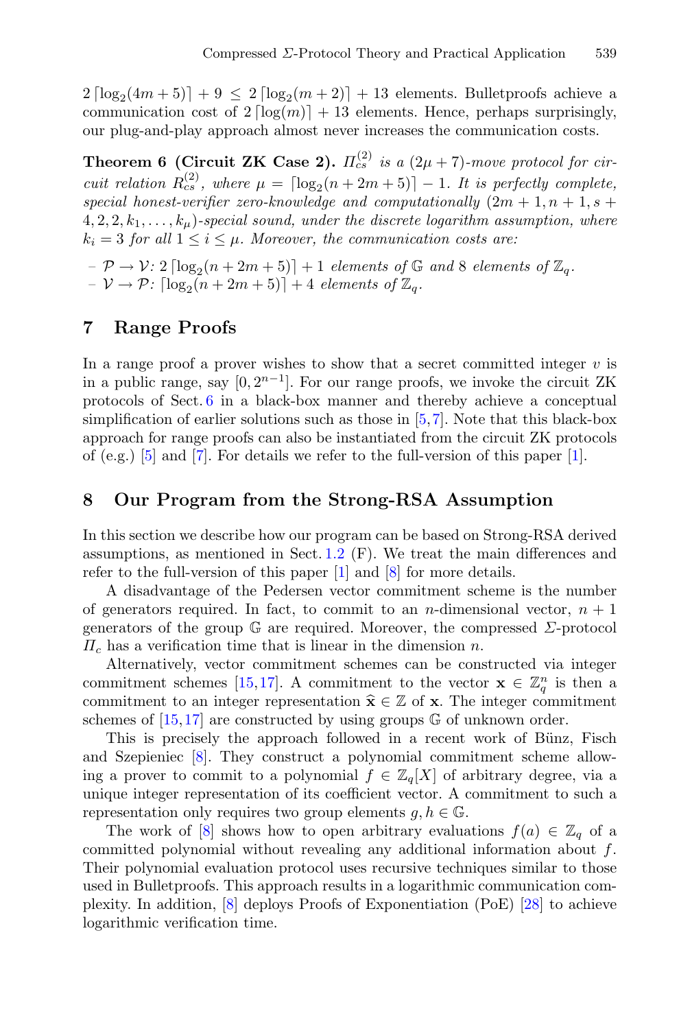$2\lceil\log_2(4m+5)\rceil + 9 \le 2\lceil\log_2(m+2)\rceil + 13$ elements. Bulletproofs achieve a communication cost of $2\lceil\log(m)\rceil + 13$ elements. Hence, perhaps surprisingly, our plug-and-play approach almost never increases the communication costs.

**Theorem 6 (Circuit ZK Case 2).** *$\Pi_{cs}^{(2)}$ is a $(2\mu+7)$-move protocol for circuit relation $R_{cs}^{(2)}$, where $\mu = \lceil\log_2(n+2m+5)\rceil - 1$. It is perfectly complete, special honest-verifier zero-knowledge and computationally $(2m+1, n+1, s+4, 2, 2, k_1, \ldots, k_\mu)$-special sound, under the discrete logarithm assumption, where $k_i = 3$ for all $1 \le i \le \mu$. Moreover, the communication costs are:*

- $\mathcal{P} \to \mathcal{V}$: $2\lceil\log_2(n+2m+5)\rceil + 1$ *elements of* $\mathbb{G}$ *and* $8$ *elements of* $\mathbb{Z}_q$.
- $\mathcal{V} \to \mathcal{P}$: $\lceil\log_2(n+2m+5)\rceil + 4$ *elements of* $\mathbb{Z}_q$.

## 7 Range Proofs

In a range proof a prover wishes to show that a secret committed integer $v$ is in a public range, say $[0, 2^{n-1}]$. For our range proofs, we invoke the circuit ZK protocols of Sect. 6 in a black-box manner and thereby achieve a conceptual simplification of earlier solutions such as those in [5,7]. Note that this black-box approach for range proofs can also be instantiated from the circuit ZK protocols of (e.g.) [5] and [7]. For details we refer to the full-version of this paper [1].

## 8 Our Program from the Strong-RSA Assumption

In this section we describe how our program can be based on Strong-RSA derived assumptions, as mentioned in Sect. 1.2 (F). We treat the main differences and refer to the full-version of this paper [1] and [8] for more details.

A disadvantage of the Pedersen vector commitment scheme is the number of generators required. In fact, to commit to an $n$-dimensional vector, $n+1$ generators of the group $\mathbb{G}$ are required. Moreover, the compressed $\Sigma$-protocol $\Pi_c$ has a verification time that is linear in the dimension $n$.

Alternatively, vector commitment schemes can be constructed via integer commitment schemes [15,17]. A commitment to the vector $\mathbf{x} \in \mathbb{Z}_q^n$ is then a commitment to an integer representation $\widehat{\mathbf{x}} \in \mathbb{Z}$ of $\mathbf{x}$. The integer commitment schemes of [15,17] are constructed by using groups $\mathbb{G}$ of unknown order.

This is precisely the approach followed in a recent work of Bünz, Fisch and Szepieniec [8]. They construct a polynomial commitment scheme allowing a prover to commit to a polynomial $f \in \mathbb{Z}_q[X]$ of arbitrary degree, via a unique integer representation of its coefficient vector. A commitment to such a representation only requires two group elements $g, h \in \mathbb{G}$.

The work of [8] shows how to open arbitrary evaluations $f(a) \in \mathbb{Z}_q$ of a committed polynomial without revealing any additional information about $f$. Their polynomial evaluation protocol uses recursive techniques similar to those used in Bulletproofs. This approach results in a logarithmic communication complexity. In addition, [8] deploys Proofs of Exponentiation (PoE) [28] to achieve logarithmic verification time.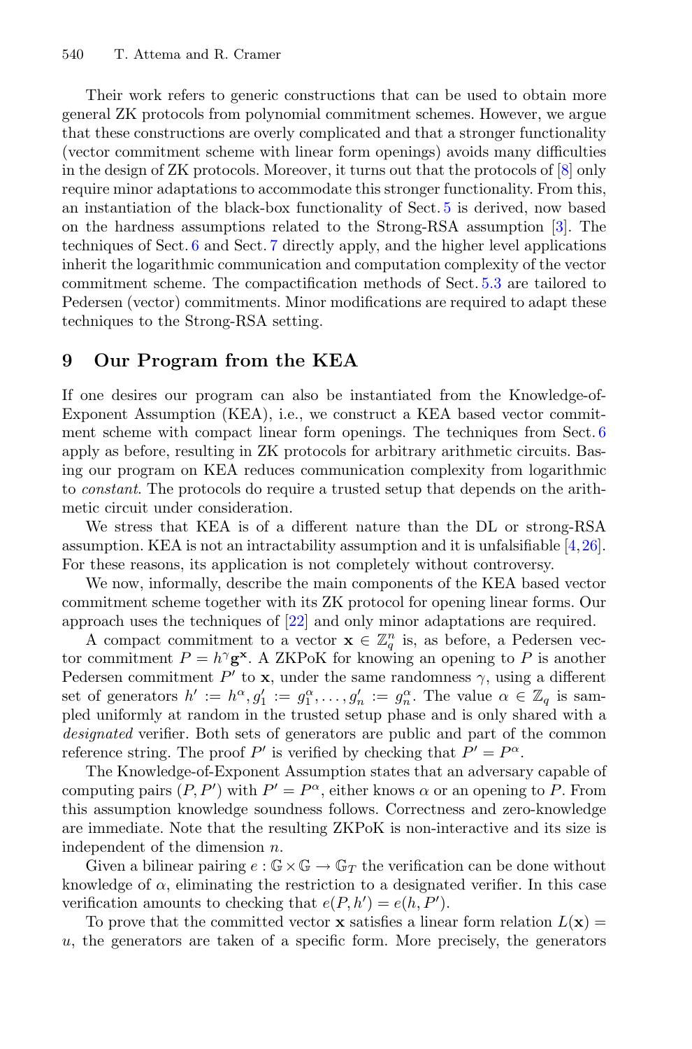Their work refers to generic constructions that can be used to obtain more general ZK protocols from polynomial commitment schemes. However, we argue that these constructions are overly complicated and that a stronger functionality (vector commitment scheme with linear form openings) avoids many difficulties in the design of ZK protocols. Moreover, it turns out that the protocols of [8] only require minor adaptations to accommodate this stronger functionality. From this, an instantiation of the black-box functionality of Sect. 5 is derived, now based on the hardness assumptions related to the Strong-RSA assumption [3]. The techniques of Sect. 6 and Sect. 7 directly apply, and the higher level applications inherit the logarithmic communication and computation complexity of the vector commitment scheme. The compactification methods of Sect. 5.3 are tailored to Pedersen (vector) commitments. Minor modifications are required to adapt these techniques to the Strong-RSA setting.

## 9 Our Program from the KEA

If one desires our program can also be instantiated from the Knowledge-of-Exponent Assumption (KEA), i.e., we construct a KEA based vector commitment scheme with compact linear form openings. The techniques from Sect. 6 apply as before, resulting in ZK protocols for arbitrary arithmetic circuits. Basing our program on KEA reduces communication complexity from logarithmic to *constant*. The protocols do require a trusted setup that depends on the arithmetic circuit under consideration.

We stress that KEA is of a different nature than the DL or strong-RSA assumption. KEA is not an intractability assumption and it is unfalsifiable [4,26]. For these reasons, its application is not completely without controversy.

We now, informally, describe the main components of the KEA based vector commitment scheme together with its ZK protocol for opening linear forms. Our approach uses the techniques of [22] and only minor adaptations are required.

A compact commitment to a vector $\mathbf{x} \in \mathbb{Z}_q^n$ is, as before, a Pedersen vector commitment $P = h^\gamma \mathbf{g}^\mathbf{x}$. A ZKPoK for knowing an opening to $P$ is another Pedersen commitment $P'$ to $\mathbf{x}$, under the same randomness $\gamma$, using a different set of generators $h' := h^\alpha, g_1' := g_1^\alpha, \dots, g_n' := g_n^\alpha$. The value $\alpha \in \mathbb{Z}_q$ is sampled uniformly at random in the trusted setup phase and is only shared with a *designated* verifier. Both sets of generators are public and part of the common reference string. The proof $P'$ is verified by checking that $P' = P^\alpha$.

The Knowledge-of-Exponent Assumption states that an adversary capable of computing pairs $(P, P')$ with $P' = P^\alpha$, either knows $\alpha$ or an opening to $P$. From this assumption knowledge soundness follows. Correctness and zero-knowledge are immediate. Note that the resulting ZKPoK is non-interactive and its size is independent of the dimension $n$.

Given a bilinear pairing $e : \mathbb{G} \times \mathbb{G} \to \mathbb{G}_T$ the verification can be done without knowledge of $\alpha$, eliminating the restriction to a designated verifier. In this case verification amounts to checking that $e(P, h') = e(h, P')$.

To prove that the committed vector $\mathbf{x}$ satisfies a linear form relation $L(\mathbf{x}) = u$, the generators are taken of a specific form. More precisely, the generators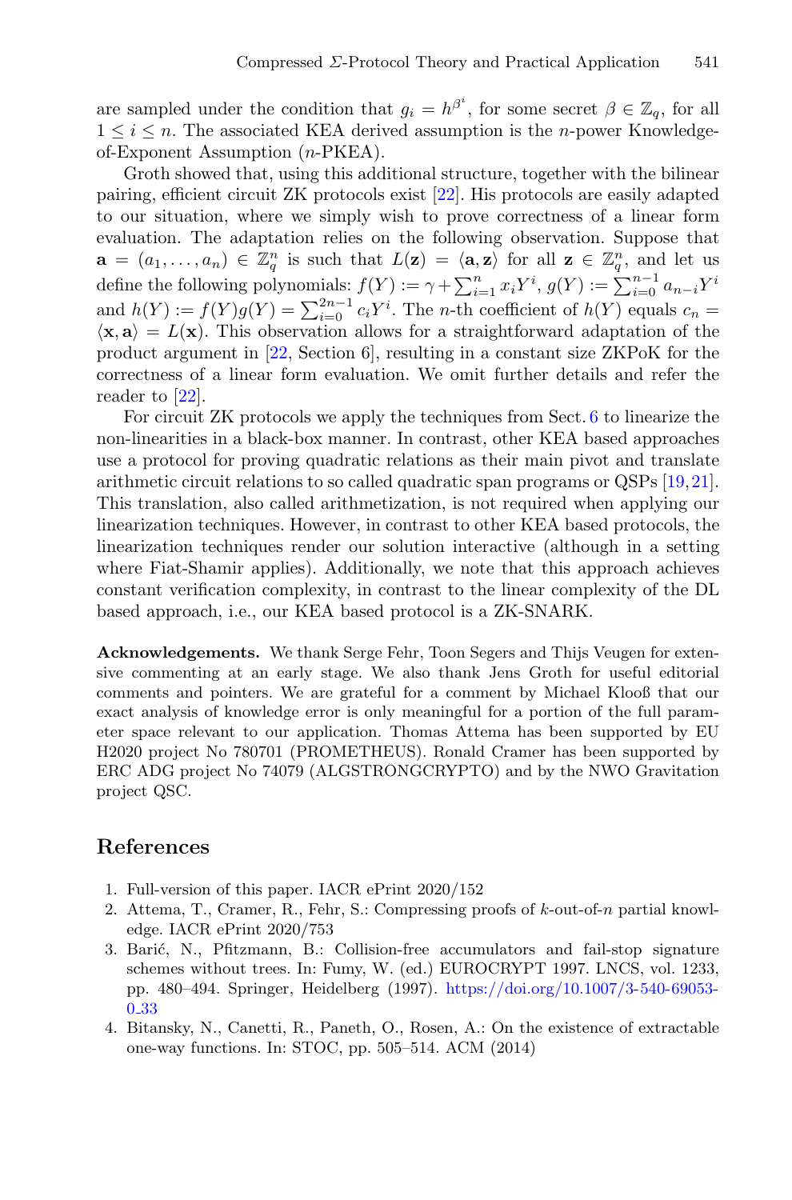are sampled under the condition that $g_i = h^{\beta^i}$, for some secret $\beta \in \mathbb{Z}_q$, for all $1 \leq i \leq n$. The associated KEA derived assumption is the $n$-power Knowledge-of-Exponent Assumption ($n$-PKEA).

Groth showed that, using this additional structure, together with the bilinear pairing, efficient circuit ZK protocols exist [22]. His protocols are easily adapted to our situation, where we simply wish to prove correctness of a linear form evaluation. The adaptation relies on the following observation. Suppose that $\mathbf{a} = (a_1, \dots, a_n) \in \mathbb{Z}_q^n$ is such that $L(\mathbf{z}) = \langle \mathbf{a}, \mathbf{z} \rangle$ for all $\mathbf{z} \in \mathbb{Z}_q^n$, and let us define the following polynomials: $f(Y) := \gamma + \sum_{i=1}^n x_i Y^i$, $g(Y) := \sum_{i=0}^{n-1} a_{n-i} Y^i$ and $h(Y) := f(Y)g(Y) = \sum_{i=0}^{2n-1} c_i Y^i$. The $n$-th coefficient of $h(Y)$ equals $c_n = \langle \mathbf{x}, \mathbf{a} \rangle = L(\mathbf{x})$. This observation allows for a straightforward adaptation of the product argument in [22, Section 6], resulting in a constant size ZKPoK for the correctness of a linear form evaluation. We omit further details and refer the reader to [22].

For circuit ZK protocols we apply the techniques from Sect. 6 to linearize the non-linearities in a black-box manner. In contrast, other KEA based approaches use a protocol for proving quadratic relations as their main pivot and translate arithmetic circuit relations to so called quadratic span programs or QSPs [19,21]. This translation, also called arithmetization, is not required when applying our linearization techniques. However, in contrast to other KEA based protocols, the linearization techniques render our solution interactive (although in a setting where Fiat-Shamir applies). Additionally, we note that this approach achieves constant verification complexity, in contrast to the linear complexity of the DL based approach, i.e., our KEA based protocol is a ZK-SNARK.

**Acknowledgements.** We thank Serge Fehr, Toon Segers and Thijs Veugen for extensive commenting at an early stage. We also thank Jens Groth for useful editorial comments and pointers. We are grateful for a comment by Michael Klooß that our exact analysis of knowledge error is only meaningful for a portion of the full parameter space relevant to our application. Thomas Attema has been supported by EU H2020 project No 780701 (PROMETHEUS). Ronald Cramer has been supported by ERC ADG project No 74079 (ALGSTRONGCRYPTO) and by the NWO Gravitation project QSC.

## References

1. Full-version of this paper. IACR ePrint 2020/152
2. Attema, T., Cramer, R., Fehr, S.: Compressing proofs of $k$-out-of-$n$ partial knowledge. IACR ePrint 2020/753
3. Barić, N., Pfitzmann, B.: Collision-free accumulators and fail-stop signature schemes without trees. In: Fumy, W. (ed.) EUROCRYPT 1997. LNCS, vol. 1233, pp. 480–494. Springer, Heidelberg (1997). https://doi.org/10.1007/3-540-69053-0_33
4. Bitansky, N., Canetti, R., Paneth, O., Rosen, A.: On the existence of extractable one-way functions. In: STOC, pp. 505–514. ACM (2014)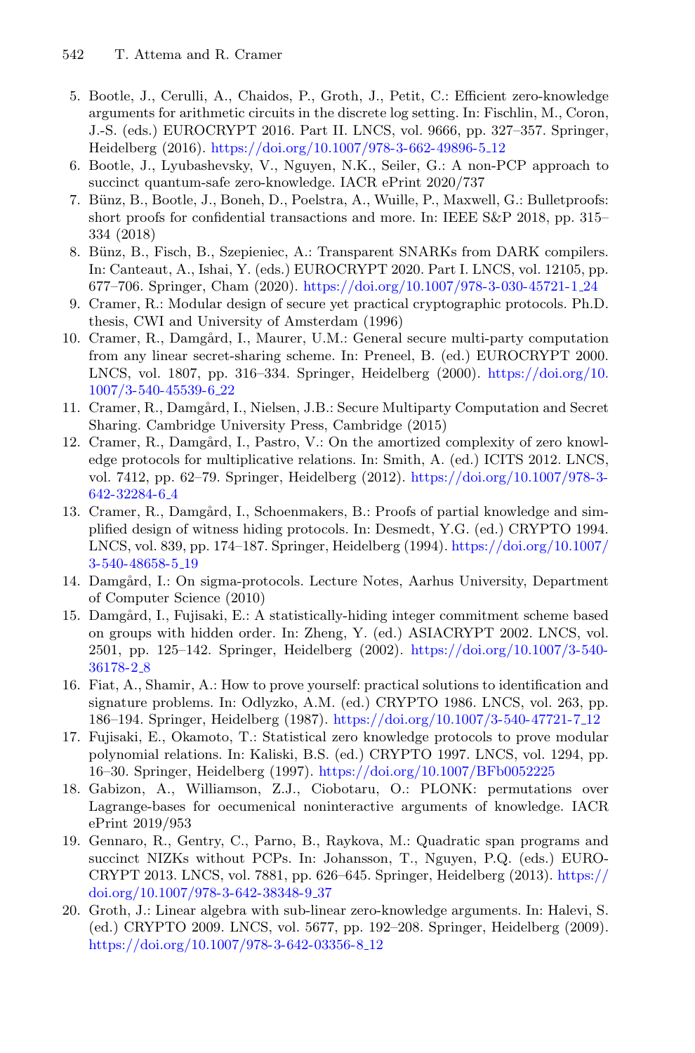5. Bootle, J., Cerulli, A., Chaidos, P., Groth, J., Petit, C.: Efficient zero-knowledge arguments for arithmetic circuits in the discrete log setting. In: Fischlin, M., Coron, J.-S. (eds.) EUROCRYPT 2016. Part II. LNCS, vol. 9666, pp. 327–357. Springer, Heidelberg (2016). https://doi.org/10.1007/978-3-662-49896-5_12
6. Bootle, J., Lyubashevsky, V., Nguyen, N.K., Seiler, G.: A non-PCP approach to succinct quantum-safe zero-knowledge. IACR ePrint 2020/737
7. Bünz, B., Bootle, J., Boneh, D., Poelstra, A., Wuille, P., Maxwell, G.: Bulletproofs: short proofs for confidential transactions and more. In: IEEE S&P 2018, pp. 315–334 (2018)
8. Bünz, B., Fisch, B., Szepieniec, A.: Transparent SNARKs from DARK compilers. In: Canteaut, A., Ishai, Y. (eds.) EUROCRYPT 2020. Part I. LNCS, vol. 12105, pp. 677–706. Springer, Cham (2020). https://doi.org/10.1007/978-3-030-45721-1_24
9. Cramer, R.: Modular design of secure yet practical cryptographic protocols. Ph.D. thesis, CWI and University of Amsterdam (1996)
10. Cramer, R., Damgård, I., Maurer, U.M.: General secure multi-party computation from any linear secret-sharing scheme. In: Preneel, B. (ed.) EUROCRYPT 2000. LNCS, vol. 1807, pp. 316–334. Springer, Heidelberg (2000). https://doi.org/10.1007/3-540-45539-6_22
11. Cramer, R., Damgård, I., Nielsen, J.B.: Secure Multiparty Computation and Secret Sharing. Cambridge University Press, Cambridge (2015)
12. Cramer, R., Damgård, I., Pastro, V.: On the amortized complexity of zero knowledge protocols for multiplicative relations. In: Smith, A. (ed.) ICITS 2012. LNCS, vol. 7412, pp. 62–79. Springer, Heidelberg (2012). https://doi.org/10.1007/978-3-642-32284-6_4
13. Cramer, R., Damgård, I., Schoenmakers, B.: Proofs of partial knowledge and simplified design of witness hiding protocols. In: Desmedt, Y.G. (ed.) CRYPTO 1994. LNCS, vol. 839, pp. 174–187. Springer, Heidelberg (1994). https://doi.org/10.1007/3-540-48658-5_19
14. Damgård, I.: On sigma-protocols. Lecture Notes, Aarhus University, Department of Computer Science (2010)
15. Damgård, I., Fujisaki, E.: A statistically-hiding integer commitment scheme based on groups with hidden order. In: Zheng, Y. (ed.) ASIACRYPT 2002. LNCS, vol. 2501, pp. 125–142. Springer, Heidelberg (2002). https://doi.org/10.1007/3-540-36178-2_8
16. Fiat, A., Shamir, A.: How to prove yourself: practical solutions to identification and signature problems. In: Odlyzko, A.M. (ed.) CRYPTO 1986. LNCS, vol. 263, pp. 186–194. Springer, Heidelberg (1987). https://doi.org/10.1007/3-540-47721-7_12
17. Fujisaki, E., Okamoto, T.: Statistical zero knowledge protocols to prove modular polynomial relations. In: Kaliski, B.S. (ed.) CRYPTO 1997. LNCS, vol. 1294, pp. 16–30. Springer, Heidelberg (1997). https://doi.org/10.1007/BFb0052225
18. Gabizon, A., Williamson, Z.J., Ciobotaru, O.: PLONK: permutations over Lagrange-bases for oecumenical noninteractive arguments of knowledge. IACR ePrint 2019/953
19. Gennaro, R., Gentry, C., Parno, B., Raykova, M.: Quadratic span programs and succinct NIZKs without PCPs. In: Johansson, T., Nguyen, P.Q. (eds.) EUROCRYPT 2013. LNCS, vol. 7881, pp. 626–645. Springer, Heidelberg (2013). https://doi.org/10.1007/978-3-642-38348-9_37
20. Groth, J.: Linear algebra with sub-linear zero-knowledge arguments. In: Halevi, S. (ed.) CRYPTO 2009. LNCS, vol. 5677, pp. 192–208. Springer, Heidelberg (2009). https://doi.org/10.1007/978-3-642-03356-8_12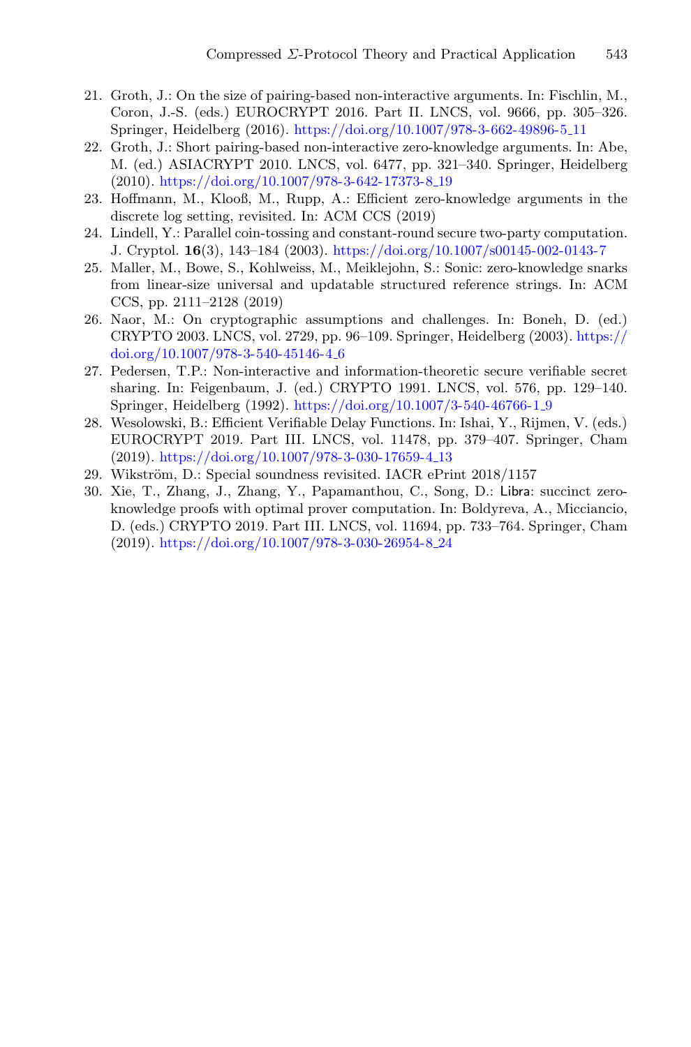21. Groth, J.: On the size of pairing-based non-interactive arguments. In: Fischlin, M., Coron, J.-S. (eds.) EUROCRYPT 2016. Part II. LNCS, vol. 9666, pp. 305–326. Springer, Heidelberg (2016). https://doi.org/10.1007/978-3-662-49896-5_11
22. Groth, J.: Short pairing-based non-interactive zero-knowledge arguments. In: Abe, M. (ed.) ASIACRYPT 2010. LNCS, vol. 6477, pp. 321–340. Springer, Heidelberg (2010). https://doi.org/10.1007/978-3-642-17373-8_19
23. Hoffmann, M., Klooß, M., Rupp, A.: Efficient zero-knowledge arguments in the discrete log setting, revisited. In: ACM CCS (2019)
24. Lindell, Y.: Parallel coin-tossing and constant-round secure two-party computation. J. Cryptol. **16**(3), 143–184 (2003). https://doi.org/10.1007/s00145-002-0143-7
25. Maller, M., Bowe, S., Kohlweiss, M., Meiklejohn, S.: Sonic: zero-knowledge snarks from linear-size universal and updatable structured reference strings. In: ACM CCS, pp. 2111–2128 (2019)
26. Naor, M.: On cryptographic assumptions and challenges. In: Boneh, D. (ed.) CRYPTO 2003. LNCS, vol. 2729, pp. 96–109. Springer, Heidelberg (2003). https://doi.org/10.1007/978-3-540-45146-4_6
27. Pedersen, T.P.: Non-interactive and information-theoretic secure verifiable secret sharing. In: Feigenbaum, J. (ed.) CRYPTO 1991. LNCS, vol. 576, pp. 129–140. Springer, Heidelberg (1992). https://doi.org/10.1007/3-540-46766-1_9
28. Wesolowski, B.: Efficient Verifiable Delay Functions. In: Ishai, Y., Rijmen, V. (eds.) EUROCRYPT 2019. Part III. LNCS, vol. 11478, pp. 379–407. Springer, Cham (2019). https://doi.org/10.1007/978-3-030-17659-4_13
29. Wikström, D.: Special soundness revisited. IACR ePrint 2018/1157
30. Xie, T., Zhang, J., Zhang, Y., Papamanthou, C., Song, D.: Libra: succinct zero-knowledge proofs with optimal prover computation. In: Boldyreva, A., Micciancio, D. (eds.) CRYPTO 2019. Part III. LNCS, vol. 11694, pp. 733–764. Springer, Cham (2019). https://doi.org/10.1007/978-3-030-26954-8_24